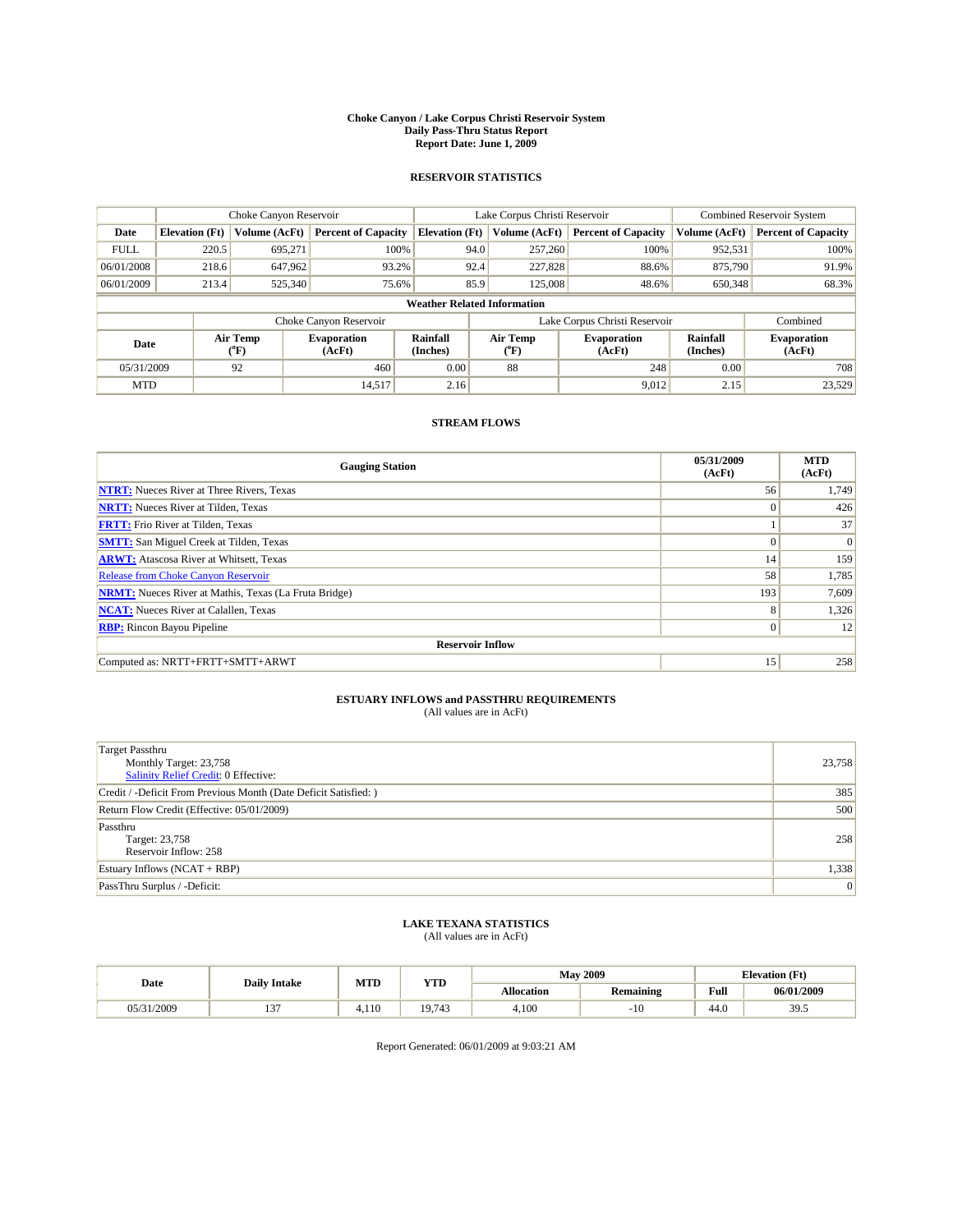# Choke Canyon / Lake Corpus Christi Reservoir System
## Daily Pass-Thru Status Report
## Report Date: June 1, 2009

### RESERVOIR STATISTICS

| | Choke Canyon Reservoir | | | Lake Corpus Christi Reservoir | | | Combined Reservoir System | |
|---|---|---|---|---|---|---|---|---|
| **Date** | **Elevation (Ft)** | **Volume (AcFt)** | **Percent of Capacity** | **Elevation (Ft)** | **Volume (AcFt)** | **Percent of Capacity** | **Volume (AcFt)** | **Percent of Capacity** |
| FULL | 220.5 | 695,271 | 100% | 94.0 | 257,260 | 100% | 952,531 | 100% |
| 06/01/2008 | 218.6 | 647,962 | 93.2% | 92.4 | 227,828 | 88.6% | 875,790 | 91.9% |
| 06/01/2009 | 213.4 | 525,340 | 75.6% | 85.9 | 125,008 | 48.6% | 650,348 | 68.3% |

**Weather Related Information**

| | Choke Canyon Reservoir | | | Lake Corpus Christi Reservoir | | | Combined |
|---|---|---|---|---|---|---|---|
| **Date** | **Air Temp (°F)** | **Evaporation (AcFt)** | **Rainfall (Inches)** | **Air Temp (°F)** | **Evaporation (AcFt)** | **Rainfall (Inches)** | **Evaporation (AcFt)** |
| 05/31/2009 | 92 | 460 | 0.00 | 88 | 248 | 0.00 | 708 |
| MTD | | 14,517 | 2.16 | | 9,012 | 2.15 | 23,529 |

### STREAM FLOWS

| Gauging Station | 05/31/2009 (AcFt) | MTD (AcFt) |
|---|---|---|
| NTRT: Nueces River at Three Rivers, Texas | 56 | 1,749 |
| NRTT: Nueces River at Tilden, Texas | 0 | 426 |
| FRTT: Frio River at Tilden, Texas | 1 | 37 |
| SMTT: San Miguel Creek at Tilden, Texas | 0 | 0 |
| ARWT: Atascosa River at Whitsett, Texas | 14 | 159 |
| Release from Choke Canyon Reservoir | 58 | 1,785 |
| NRMT: Nueces River at Mathis, Texas (La Fruta Bridge) | 193 | 7,609 |
| NCAT: Nueces River at Calallen, Texas | 8 | 1,326 |
| RBP: Rincon Bayou Pipeline | 0 | 12 |
| **Reservoir Inflow** | | |
| Computed as: NRTT+FRTT+SMTT+ARWT | 15 | 258 |

### ESTUARY INFLOWS and PASSTHRU REQUIREMENTS
(All values are in AcFt)

| | |
|---|---|
| Target Passthru<br>Monthly Target: 23,758<br>Salinity Relief Credit: 0 Effective: | 23,758 |
| Credit / -Deficit From Previous Month (Date Deficit Satisfied: ) | 385 |
| Return Flow Credit (Effective: 05/01/2009) | 500 |
| Passthru<br>Target: 23,758<br>Reservoir Inflow: 258 | 258 |
| Estuary Inflows (NCAT + RBP) | 1,338 |
| PassThru Surplus / -Deficit: | 0 |

### LAKE TEXANA STATISTICS
(All values are in AcFt)

| Date | Daily Intake | MTD | YTD | May 2009 | | Elevation (Ft) | |
|---|---|---|---|---|---|---|---|
| | | | | **Allocation** | **Remaining** | **Full** | **06/01/2009** |
| 05/31/2009 | 137 | 4,110 | 19,743 | 4,100 | -10 | 44.0 | 39.5 |

Report Generated: 06/01/2009 at 9:03:21 AM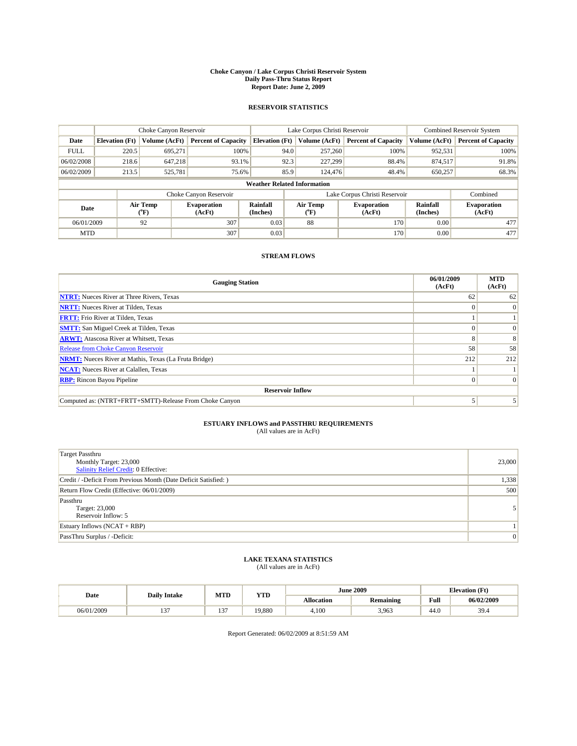# Choke Canyon / Lake Corpus Christi Reservoir System
## Daily Pass-Thru Status Report
### Report Date: June 2, 2009

## RESERVOIR STATISTICS

| | Choke Canyon Reservoir | | | Lake Corpus Christi Reservoir | | | Combined Reservoir System | |
|---|---|---|---|---|---|---|---|---|
| Date | Elevation (Ft) | Volume (AcFt) | Percent of Capacity | Elevation (Ft) | Volume (AcFt) | Percent of Capacity | Volume (AcFt) | Percent of Capacity |
| FULL | 220.5 | 695,271 | 100% | 94.0 | 257,260 | 100% | 952,531 | 100% |
| 06/02/2008 | 218.6 | 647,218 | 93.1% | 92.3 | 227,299 | 88.4% | 874,517 | 91.8% |
| 06/02/2009 | 213.5 | 525,781 | 75.6% | 85.9 | 124,476 | 48.4% | 650,257 | 68.3% |

**Weather Related Information**

| | Choke Canyon Reservoir | | | Lake Corpus Christi Reservoir | | | Combined |
|---|---|---|---|---|---|---|---|
| Date | Air Temp (°F) | Evaporation (AcFt) | Rainfall (Inches) | Air Temp (°F) | Evaporation (AcFt) | Rainfall (Inches) | Evaporation (AcFt) |
| 06/01/2009 | 92 | 307 | 0.03 | 88 | 170 | 0.00 | 477 |
| MTD | | 307 | 0.03 | | 170 | 0.00 | 477 |

## STREAM FLOWS

| Gauging Station | 06/01/2009 (AcFt) | MTD (AcFt) |
|---|---|---|
| NTRT: Nueces River at Three Rivers, Texas | 62 | 62 |
| NRTT: Nueces River at Tilden, Texas | 0 | 0 |
| FRTT: Frio River at Tilden, Texas | 1 | 1 |
| SMTT: San Miguel Creek at Tilden, Texas | 0 | 0 |
| ARWT: Atascosa River at Whitsett, Texas | 8 | 8 |
| Release from Choke Canyon Reservoir | 58 | 58 |
| NRMT: Nueces River at Mathis, Texas (La Fruta Bridge) | 212 | 212 |
| NCAT: Nueces River at Calallen, Texas | 1 | 1 |
| RBP: Rincon Bayou Pipeline | 0 | 0 |
| **Reservoir Inflow** | | |
| Computed as: (NTRT+FRTT+SMTT)-Release From Choke Canyon | 5 | 5 |

## ESTUARY INFLOWS and PASSTHRU REQUIREMENTS
(All values are in AcFt)

| | |
|---|---|
| Target Passthru<br>Monthly Target: 23,000<br>Salinity Relief Credit: 0 Effective: | 23,000 |
| Credit / -Deficit From Previous Month (Date Deficit Satisfied: ) | 1,338 |
| Return Flow Credit (Effective: 06/01/2009) | 500 |
| Passthru<br>Target: 23,000<br>Reservoir Inflow: 5 | 5 |
| Estuary Inflows (NCAT + RBP) | 1 |
| PassThru Surplus / -Deficit: | 0 |

## LAKE TEXANA STATISTICS
(All values are in AcFt)

| Date | Daily Intake | MTD | YTD | June 2009 | | Elevation (Ft) | |
|---|---|---|---|---|---|---|---|
| | | | | Allocation | Remaining | Full | 06/02/2009 |
| 06/01/2009 | 137 | 137 | 19,880 | 4,100 | 3,963 | 44.0 | 39.4 |

Report Generated: 06/02/2009 at 8:51:59 AM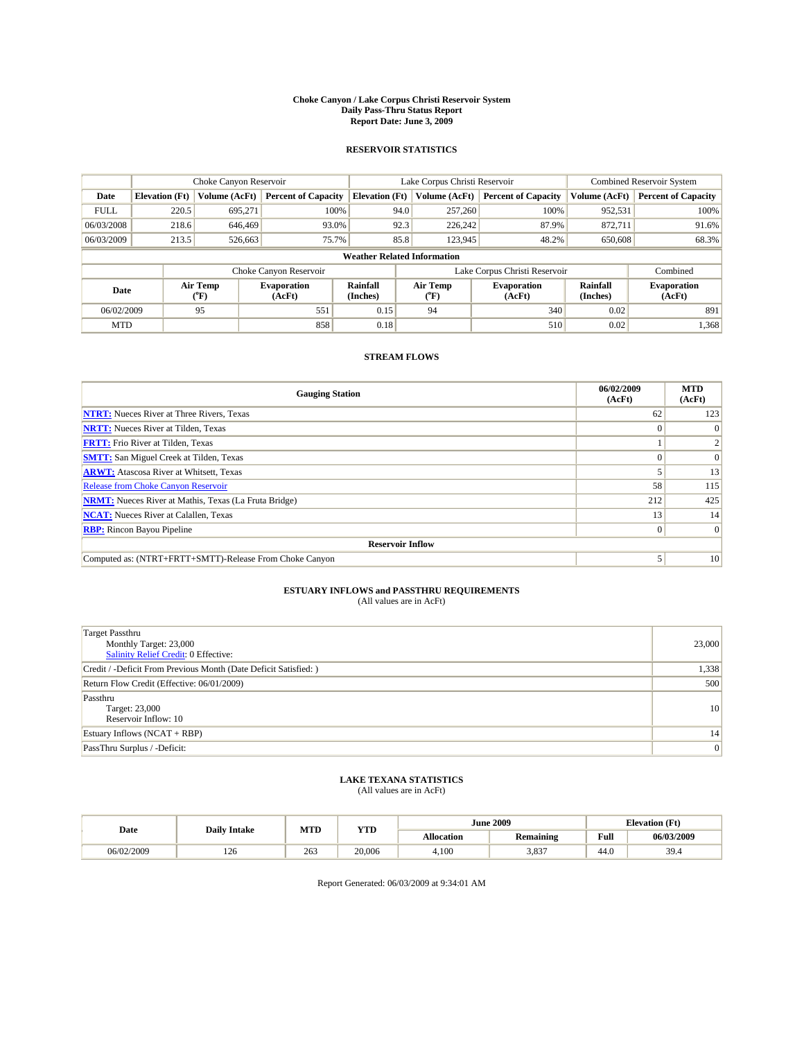# Choke Canyon / Lake Corpus Christi Reservoir System
## Daily Pass-Thru Status Report
### Report Date: June 3, 2009

## RESERVOIR STATISTICS

| | Choke Canyon Reservoir | | | Lake Corpus Christi Reservoir | | | Combined Reservoir System | |
|---|---|---|---|---|---|---|---|---|
| Date | Elevation (Ft) | Volume (AcFt) | Percent of Capacity | Elevation (Ft) | Volume (AcFt) | Percent of Capacity | Volume (AcFt) | Percent of Capacity |
| FULL | 220.5 | 695,271 | 100% | 94.0 | 257,260 | 100% | 952,531 | 100% |
| 06/03/2008 | 218.6 | 646,469 | 93.0% | 92.3 | 226,242 | 87.9% | 872,711 | 91.6% |
| 06/03/2009 | 213.5 | 526,663 | 75.7% | 85.8 | 123,945 | 48.2% | 650,608 | 68.3% |

**Weather Related Information**

| | Choke Canyon Reservoir | | | Lake Corpus Christi Reservoir | | | Combined |
|---|---|---|---|---|---|---|---|
| Date | Air Temp (°F) | Evaporation (AcFt) | Rainfall (Inches) | Air Temp (°F) | Evaporation (AcFt) | Rainfall (Inches) | Evaporation (AcFt) |
| 06/02/2009 | 95 | 551 | 0.15 | 94 | 340 | 0.02 | 891 |
| MTD | | 858 | 0.18 | | 510 | 0.02 | 1,368 |

## STREAM FLOWS

| Gauging Station | 06/02/2009 (AcFt) | MTD (AcFt) |
|---|---|---|
| NTRT: Nueces River at Three Rivers, Texas | 62 | 123 |
| NRTT: Nueces River at Tilden, Texas | 0 | 0 |
| FRTT: Frio River at Tilden, Texas | 1 | 2 |
| SMTT: San Miguel Creek at Tilden, Texas | 0 | 0 |
| ARWT: Atascosa River at Whitsett, Texas | 5 | 13 |
| Release from Choke Canyon Reservoir | 58 | 115 |
| NRMT: Nueces River at Mathis, Texas (La Fruta Bridge) | 212 | 425 |
| NCAT: Nueces River at Calallen, Texas | 13 | 14 |
| RBP: Rincon Bayou Pipeline | 0 | 0 |
| **Reservoir Inflow** | | |
| Computed as: (NTRT+FRTT+SMTT)-Release From Choke Canyon | 5 | 10 |

## ESTUARY INFLOWS and PASSTHRU REQUIREMENTS
(All values are in AcFt)

| | |
|---|---|
| Target Passthru<br>Monthly Target: 23,000<br>Salinity Relief Credit: 0 Effective: | 23,000 |
| Credit / -Deficit From Previous Month (Date Deficit Satisfied: ) | 1,338 |
| Return Flow Credit (Effective: 06/01/2009) | 500 |
| Passthru<br>Target: 23,000<br>Reservoir Inflow: 10 | 10 |
| Estuary Inflows (NCAT + RBP) | 14 |
| PassThru Surplus / -Deficit: | 0 |

## LAKE TEXANA STATISTICS
(All values are in AcFt)

| Date | Daily Intake | MTD | YTD | June 2009 | | Elevation (Ft) | |
|---|---|---|---|---|---|---|---|
| | | | | Allocation | Remaining | Full | 06/03/2009 |
| 06/02/2009 | 126 | 263 | 20,006 | 4,100 | 3,837 | 44.0 | 39.4 |

Report Generated: 06/03/2009 at 9:34:01 AM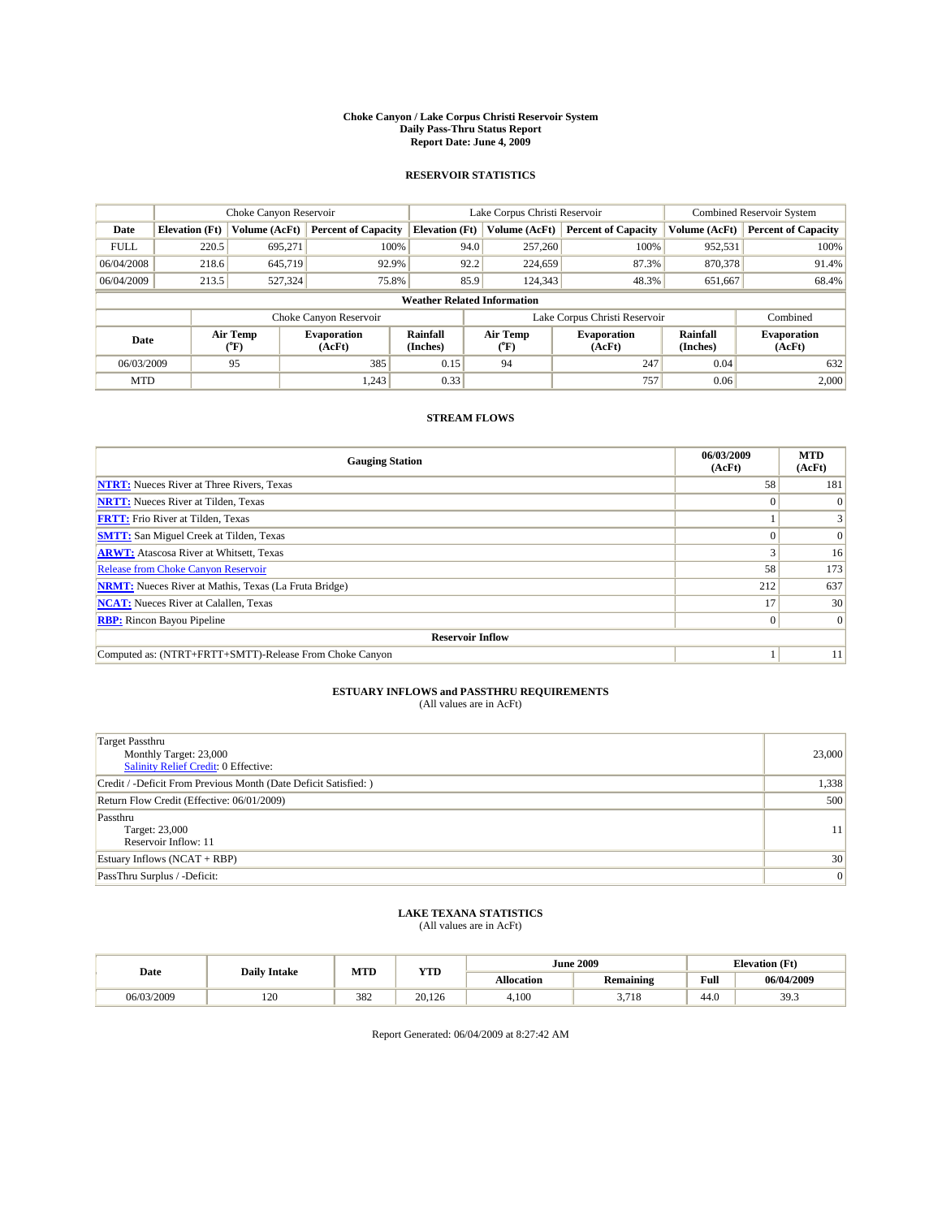**Choke Canyon / Lake Corpus Christi Reservoir System**
**Daily Pass-Thru Status Report**
**Report Date: June 4, 2009**

## RESERVOIR STATISTICS

| | Choke Canyon Reservoir | | | Lake Corpus Christi Reservoir | | | Combined Reservoir System | |
|---|---|---|---|---|---|---|---|---|
| **Date** | **Elevation (Ft)** | **Volume (AcFt)** | **Percent of Capacity** | **Elevation (Ft)** | **Volume (AcFt)** | **Percent of Capacity** | **Volume (AcFt)** | **Percent of Capacity** |
| FULL | 220.5 | 695,271 | 100% | 94.0 | 257,260 | 100% | 952,531 | 100% |
| 06/04/2008 | 218.6 | 645,719 | 92.9% | 92.2 | 224,659 | 87.3% | 870,378 | 91.4% |
| 06/04/2009 | 213.5 | 527,324 | 75.8% | 85.9 | 124,343 | 48.3% | 651,667 | 68.4% |

**Weather Related Information**

| | Choke Canyon Reservoir | | | Lake Corpus Christi Reservoir | | | Combined |
|---|---|---|---|---|---|---|---|
| **Date** | **Air Temp (°F)** | **Evaporation (AcFt)** | **Rainfall (Inches)** | **Air Temp (°F)** | **Evaporation (AcFt)** | **Rainfall (Inches)** | **Evaporation (AcFt)** |
| 06/03/2009 | 95 | 385 | 0.15 | 94 | 247 | 0.04 | 632 |
| MTD | | 1,243 | 0.33 | | 757 | 0.06 | 2,000 |

## STREAM FLOWS

| Gauging Station | 06/03/2009 (AcFt) | MTD (AcFt) |
|---|---|---|
| **NTRT:** Nueces River at Three Rivers, Texas | 58 | 181 |
| **NRTT:** Nueces River at Tilden, Texas | 0 | 0 |
| **FRTT:** Frio River at Tilden, Texas | 1 | 3 |
| **SMTT:** San Miguel Creek at Tilden, Texas | 0 | 0 |
| **ARWT:** Atascosa River at Whitsett, Texas | 3 | 16 |
| Release from Choke Canyon Reservoir | 58 | 173 |
| **NRMT:** Nueces River at Mathis, Texas (La Fruta Bridge) | 212 | 637 |
| **NCAT:** Nueces River at Calallen, Texas | 17 | 30 |
| **RBP:** Rincon Bayou Pipeline | 0 | 0 |
| **Reservoir Inflow** | | |
| Computed as: (NTRT+FRTT+SMTT)-Release From Choke Canyon | 1 | 11 |

## ESTUARY INFLOWS and PASSTHRU REQUIREMENTS
(All values are in AcFt)

| | |
|---|---|
| Target Passthru<br>Monthly Target: 23,000<br>Salinity Relief Credit: 0 Effective: | 23,000 |
| Credit / -Deficit From Previous Month (Date Deficit Satisfied: ) | 1,338 |
| Return Flow Credit (Effective: 06/01/2009) | 500 |
| Passthru<br>Target: 23,000<br>Reservoir Inflow: 11 | 11 |
| Estuary Inflows (NCAT + RBP) | 30 |
| PassThru Surplus / -Deficit: | 0 |

## LAKE TEXANA STATISTICS
(All values are in AcFt)

| Date | Daily Intake | MTD | YTD | June 2009 | | Elevation (Ft) | |
|---|---|---|---|---|---|---|---|
| | | | | **Allocation** | **Remaining** | **Full** | **06/04/2009** |
| 06/03/2009 | 120 | 382 | 20,126 | 4,100 | 3,718 | 44.0 | 39.3 |

Report Generated: 06/04/2009 at 8:27:42 AM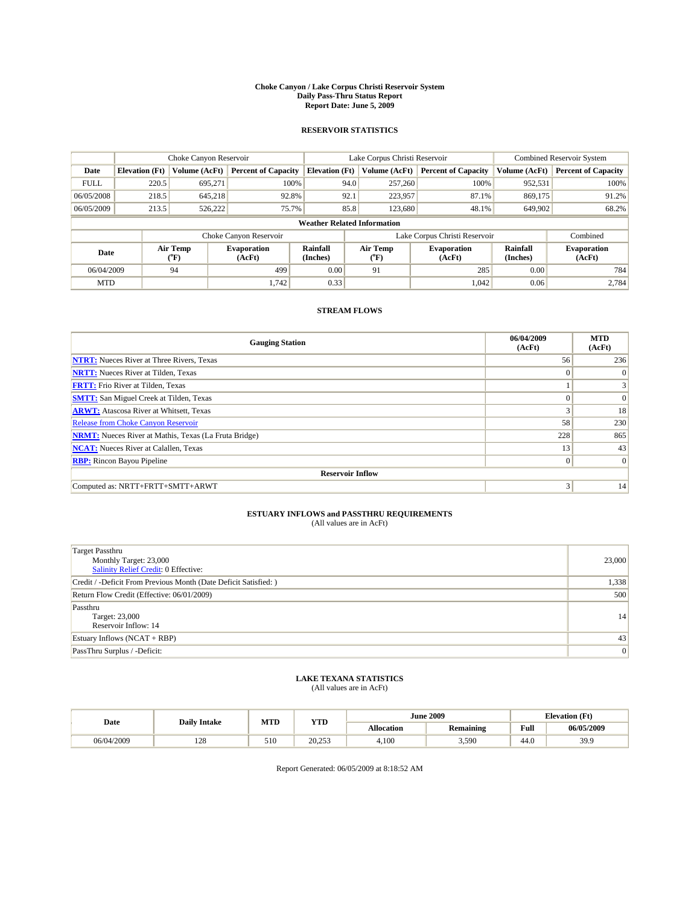# Choke Canyon / Lake Corpus Christi Reservoir System
## Daily Pass-Thru Status Report
## Report Date: June 5, 2009

### RESERVOIR STATISTICS

| | Choke Canyon Reservoir | | | Lake Corpus Christi Reservoir | | | Combined Reservoir System | |
|---|---|---|---|---|---|---|---|---|
| Date | Elevation (Ft) | Volume (AcFt) | Percent of Capacity | Elevation (Ft) | Volume (AcFt) | Percent of Capacity | Volume (AcFt) | Percent of Capacity |
| FULL | 220.5 | 695,271 | 100% | 94.0 | 257,260 | 100% | 952,531 | 100% |
| 06/05/2008 | 218.5 | 645,218 | 92.8% | 92.1 | 223,957 | 87.1% | 869,175 | 91.2% |
| 06/05/2009 | 213.5 | 526,222 | 75.7% | 85.8 | 123,680 | 48.1% | 649,902 | 68.2% |

**Weather Related Information**

| | Choke Canyon Reservoir | | | Lake Corpus Christi Reservoir | | | Combined |
|---|---|---|---|---|---|---|---|
| Date | Air Temp (°F) | Evaporation (AcFt) | Rainfall (Inches) | Air Temp (°F) | Evaporation (AcFt) | Rainfall (Inches) | Evaporation (AcFt) |
| 06/04/2009 | 94 | 499 | 0.00 | 91 | 285 | 0.00 | 784 |
| MTD | | 1,742 | 0.33 | | 1,042 | 0.06 | 2,784 |

### STREAM FLOWS

| Gauging Station | 06/04/2009 (AcFt) | MTD (AcFt) |
|---|---|---|
| NTRT: Nueces River at Three Rivers, Texas | 56 | 236 |
| NRTT: Nueces River at Tilden, Texas | 0 | 0 |
| FRTT: Frio River at Tilden, Texas | 1 | 3 |
| SMTT: San Miguel Creek at Tilden, Texas | 0 | 0 |
| ARWT: Atascosa River at Whitsett, Texas | 3 | 18 |
| Release from Choke Canyon Reservoir | 58 | 230 |
| NRMT: Nueces River at Mathis, Texas (La Fruta Bridge) | 228 | 865 |
| NCAT: Nueces River at Calallen, Texas | 13 | 43 |
| RBP: Rincon Bayou Pipeline | 0 | 0 |
| **Reservoir Inflow** | | |
| Computed as: NRTT+FRTT+SMTT+ARWT | 3 | 14 |

### ESTUARY INFLOWS and PASSTHRU REQUIREMENTS
(All values are in AcFt)

| | |
|---|---|
| Target Passthru<br>Monthly Target: 23,000<br>Salinity Relief Credit: 0 Effective: | 23,000 |
| Credit / -Deficit From Previous Month (Date Deficit Satisfied: ) | 1,338 |
| Return Flow Credit (Effective: 06/01/2009) | 500 |
| Passthru<br>Target: 23,000<br>Reservoir Inflow: 14 | 14 |
| Estuary Inflows (NCAT + RBP) | 43 |
| PassThru Surplus / -Deficit: | 0 |

### LAKE TEXANA STATISTICS
(All values are in AcFt)

| Date | Daily Intake | MTD | YTD | June 2009 | | Elevation (Ft) | |
|---|---|---|---|---|---|---|---|
| | | | | Allocation | Remaining | Full | 06/05/2009 |
| 06/04/2009 | 128 | 510 | 20,253 | 4,100 | 3,590 | 44.0 | 39.9 |

Report Generated: 06/05/2009 at 8:18:52 AM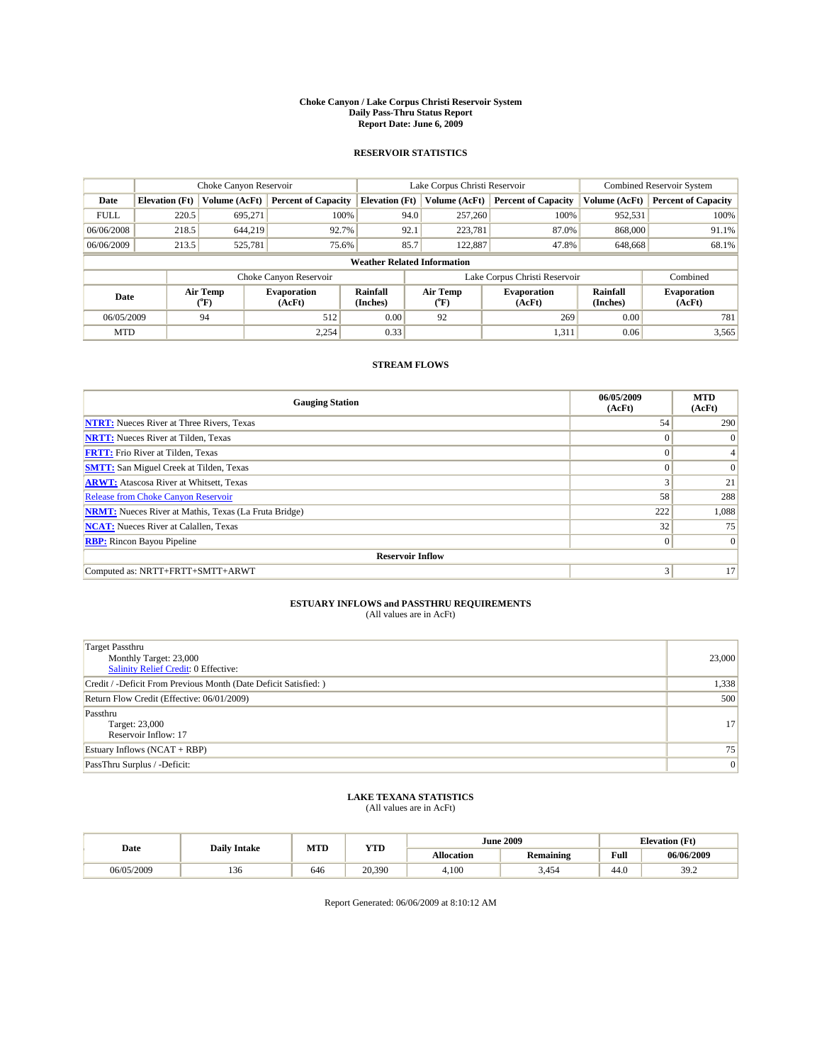# Choke Canyon / Lake Corpus Christi Reservoir System
## Daily Pass-Thru Status Report
## Report Date: June 6, 2009

### RESERVOIR STATISTICS

| | Choke Canyon Reservoir | | | Lake Corpus Christi Reservoir | | | Combined Reservoir System | |
|---|---|---|---|---|---|---|---|---|
| Date | Elevation (Ft) | Volume (AcFt) | Percent of Capacity | Elevation (Ft) | Volume (AcFt) | Percent of Capacity | Volume (AcFt) | Percent of Capacity |
| FULL | 220.5 | 695,271 | 100% | 94.0 | 257,260 | 100% | 952,531 | 100% |
| 06/06/2008 | 218.5 | 644,219 | 92.7% | 92.1 | 223,781 | 87.0% | 868,000 | 91.1% |
| 06/06/2009 | 213.5 | 525,781 | 75.6% | 85.7 | 122,887 | 47.8% | 648,668 | 68.1% |

**Weather Related Information**

| | Choke Canyon Reservoir | | | Lake Corpus Christi Reservoir | | | Combined |
|---|---|---|---|---|---|---|---|
| Date | Air Temp (°F) | Evaporation (AcFt) | Rainfall (Inches) | Air Temp (°F) | Evaporation (AcFt) | Rainfall (Inches) | Evaporation (AcFt) |
| 06/05/2009 | 94 | 512 | 0.00 | 92 | 269 | 0.00 | 781 |
| MTD | | 2,254 | 0.33 | | 1,311 | 0.06 | 3,565 |

### STREAM FLOWS

| Gauging Station | 06/05/2009 (AcFt) | MTD (AcFt) |
|---|---|---|
| NTRT: Nueces River at Three Rivers, Texas | 54 | 290 |
| NRTT: Nueces River at Tilden, Texas | 0 | 0 |
| FRTT: Frio River at Tilden, Texas | 0 | 4 |
| SMTT: San Miguel Creek at Tilden, Texas | 0 | 0 |
| ARWT: Atascosa River at Whitsett, Texas | 3 | 21 |
| Release from Choke Canyon Reservoir | 58 | 288 |
| NRMT: Nueces River at Mathis, Texas (La Fruta Bridge) | 222 | 1,088 |
| NCAT: Nueces River at Calallen, Texas | 32 | 75 |
| RBP: Rincon Bayou Pipeline | 0 | 0 |
| **Reservoir Inflow** | | |
| Computed as: NRTT+FRTT+SMTT+ARWT | 3 | 17 |

### ESTUARY INFLOWS and PASSTHRU REQUIREMENTS
(All values are in AcFt)

| | |
|---|---|
| Target Passthru<br>Monthly Target: 23,000<br>Salinity Relief Credit: 0 Effective: | 23,000 |
| Credit / -Deficit From Previous Month (Date Deficit Satisfied: ) | 1,338 |
| Return Flow Credit (Effective: 06/01/2009) | 500 |
| Passthru<br>Target: 23,000<br>Reservoir Inflow: 17 | 17 |
| Estuary Inflows (NCAT + RBP) | 75 |
| PassThru Surplus / -Deficit: | 0 |

### LAKE TEXANA STATISTICS
(All values are in AcFt)

| Date | Daily Intake | MTD | YTD | June 2009 | | Elevation (Ft) | |
|---|---|---|---|---|---|---|---|
| | | | | Allocation | Remaining | Full | 06/06/2009 |
| 06/05/2009 | 136 | 646 | 20,390 | 4,100 | 3,454 | 44.0 | 39.2 |

Report Generated: 06/06/2009 at 8:10:12 AM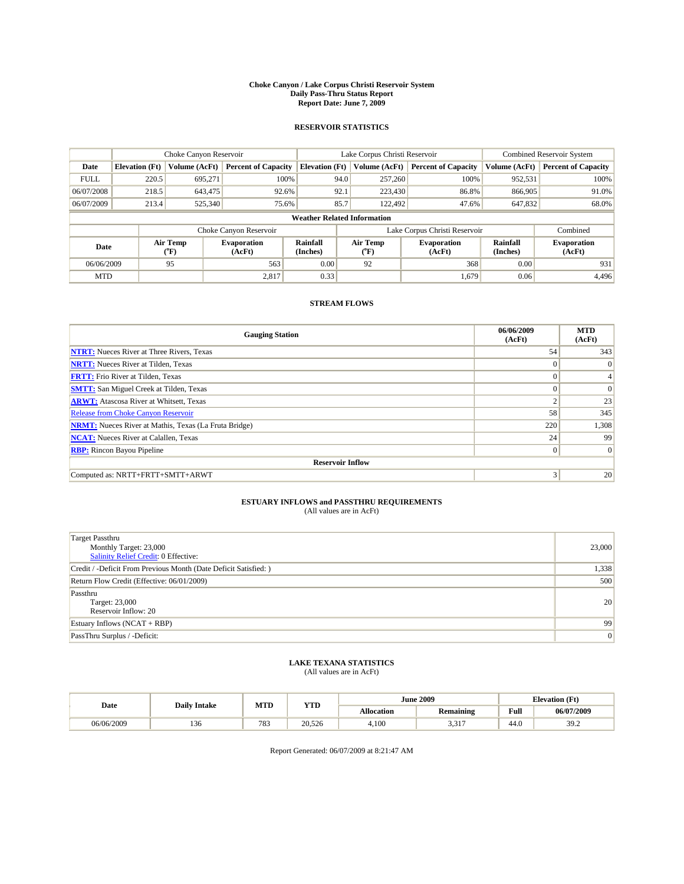# Choke Canyon / Lake Corpus Christi Reservoir System
## Daily Pass-Thru Status Report
### Report Date: June 7, 2009

## RESERVOIR STATISTICS

| | Choke Canyon Reservoir | | | Lake Corpus Christi Reservoir | | | Combined Reservoir System | |
|---|---|---|---|---|---|---|---|---|
| Date | Elevation (Ft) | Volume (AcFt) | Percent of Capacity | Elevation (Ft) | Volume (AcFt) | Percent of Capacity | Volume (AcFt) | Percent of Capacity |
| FULL | 220.5 | 695,271 | 100% | 94.0 | 257,260 | 100% | 952,531 | 100% |
| 06/07/2008 | 218.5 | 643,475 | 92.6% | 92.1 | 223,430 | 86.8% | 866,905 | 91.0% |
| 06/07/2009 | 213.4 | 525,340 | 75.6% | 85.7 | 122,492 | 47.6% | 647,832 | 68.0% |

**Weather Related Information**

| | Choke Canyon Reservoir | | | Lake Corpus Christi Reservoir | | | Combined |
|---|---|---|---|---|---|---|---|
| Date | Air Temp (°F) | Evaporation (AcFt) | Rainfall (Inches) | Air Temp (°F) | Evaporation (AcFt) | Rainfall (Inches) | Evaporation (AcFt) |
| 06/06/2009 | 95 | 563 | 0.00 | 92 | 368 | 0.00 | 931 |
| MTD | | 2,817 | 0.33 | | 1,679 | 0.06 | 4,496 |

## STREAM FLOWS

| Gauging Station | 06/06/2009 (AcFt) | MTD (AcFt) |
|---|---|---|
| NTRT: Nueces River at Three Rivers, Texas | 54 | 343 |
| NRTT: Nueces River at Tilden, Texas | 0 | 0 |
| FRTT: Frio River at Tilden, Texas | 0 | 4 |
| SMTT: San Miguel Creek at Tilden, Texas | 0 | 0 |
| ARWT: Atascosa River at Whitsett, Texas | 2 | 23 |
| Release from Choke Canyon Reservoir | 58 | 345 |
| NRMT: Nueces River at Mathis, Texas (La Fruta Bridge) | 220 | 1,308 |
| NCAT: Nueces River at Calallen, Texas | 24 | 99 |
| RBP: Rincon Bayou Pipeline | 0 | 0 |
| **Reservoir Inflow** | | |
| Computed as: NRTT+FRTT+SMTT+ARWT | 3 | 20 |

## ESTUARY INFLOWS and PASSTHRU REQUIREMENTS
(All values are in AcFt)

| | |
|---|---|
| Target Passthru<br>Monthly Target: 23,000<br>Salinity Relief Credit: 0 Effective: | 23,000 |
| Credit / -Deficit From Previous Month (Date Deficit Satisfied: ) | 1,338 |
| Return Flow Credit (Effective: 06/01/2009) | 500 |
| Passthru<br>Target: 23,000<br>Reservoir Inflow: 20 | 20 |
| Estuary Inflows (NCAT + RBP) | 99 |
| PassThru Surplus / -Deficit: | 0 |

## LAKE TEXANA STATISTICS
(All values are in AcFt)

| Date | Daily Intake | MTD | YTD | June 2009 | | Elevation (Ft) | |
|---|---|---|---|---|---|---|---|
| | | | | Allocation | Remaining | Full | 06/07/2009 |
| 06/06/2009 | 136 | 783 | 20,526 | 4,100 | 3,317 | 44.0 | 39.2 |

Report Generated: 06/07/2009 at 8:21:47 AM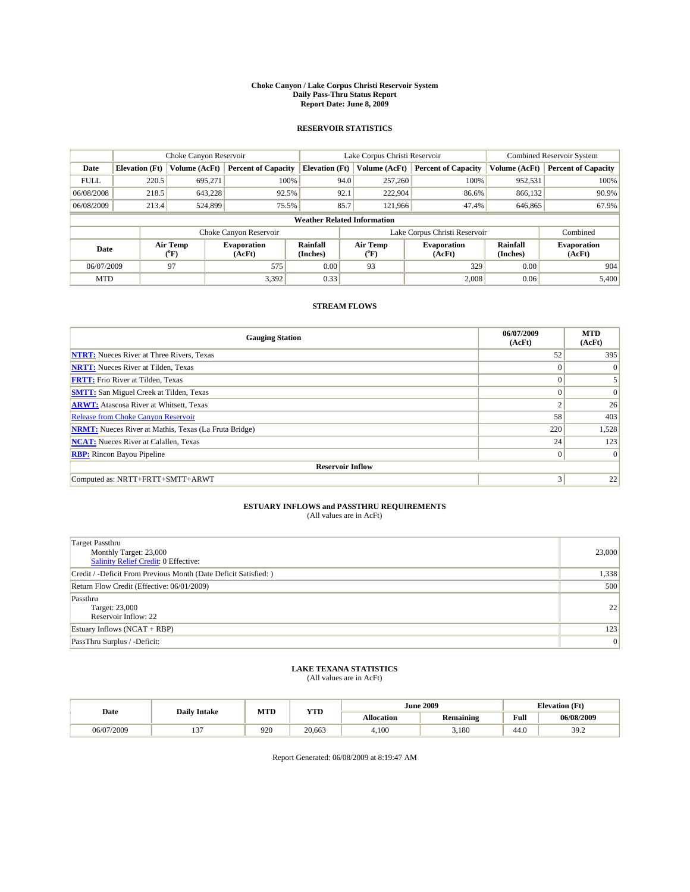# Choke Canyon / Lake Corpus Christi Reservoir System
## Daily Pass-Thru Status Report
## Report Date: June 8, 2009

### RESERVOIR STATISTICS

| | Choke Canyon Reservoir | | | Lake Corpus Christi Reservoir | | | Combined Reservoir System | |
|---|---|---|---|---|---|---|---|---|
| Date | Elevation (Ft) | Volume (AcFt) | Percent of Capacity | Elevation (Ft) | Volume (AcFt) | Percent of Capacity | Volume (AcFt) | Percent of Capacity |
| FULL | 220.5 | 695,271 | 100% | 94.0 | 257,260 | 100% | 952,531 | 100% |
| 06/08/2008 | 218.5 | 643,228 | 92.5% | 92.1 | 222,904 | 86.6% | 866,132 | 90.9% |
| 06/08/2009 | 213.4 | 524,899 | 75.5% | 85.7 | 121,966 | 47.4% | 646,865 | 67.9% |

**Weather Related Information**

| | Choke Canyon Reservoir | | | Lake Corpus Christi Reservoir | | | Combined |
|---|---|---|---|---|---|---|---|
| Date | Air Temp (°F) | Evaporation (AcFt) | Rainfall (Inches) | Air Temp (°F) | Evaporation (AcFt) | Rainfall (Inches) | Evaporation (AcFt) |
| 06/07/2009 | 97 | 575 | 0.00 | 93 | 329 | 0.00 | 904 |
| MTD | | 3,392 | 0.33 | | 2,008 | 0.06 | 5,400 |

### STREAM FLOWS

| Gauging Station | 06/07/2009 (AcFt) | MTD (AcFt) |
|---|---|---|
| **NTRT:** Nueces River at Three Rivers, Texas | 52 | 395 |
| **NRTT:** Nueces River at Tilden, Texas | 0 | 0 |
| **FRTT:** Frio River at Tilden, Texas | 0 | 5 |
| **SMTT:** San Miguel Creek at Tilden, Texas | 0 | 0 |
| **ARWT:** Atascosa River at Whitsett, Texas | 2 | 26 |
| Release from Choke Canyon Reservoir | 58 | 403 |
| **NRMT:** Nueces River at Mathis, Texas (La Fruta Bridge) | 220 | 1,528 |
| **NCAT:** Nueces River at Calallen, Texas | 24 | 123 |
| **RBP:** Rincon Bayou Pipeline | 0 | 0 |
| **Reservoir Inflow** | | |
| Computed as: NRTT+FRTT+SMTT+ARWT | 3 | 22 |

### ESTUARY INFLOWS and PASSTHRU REQUIREMENTS
(All values are in AcFt)

| | |
|---|---|
| Target Passthru<br>Monthly Target: 23,000<br>Salinity Relief Credit: 0 Effective: | 23,000 |
| Credit / -Deficit From Previous Month (Date Deficit Satisfied: ) | 1,338 |
| Return Flow Credit (Effective: 06/01/2009) | 500 |
| Passthru<br>Target: 23,000<br>Reservoir Inflow: 22 | 22 |
| Estuary Inflows (NCAT + RBP) | 123 |
| PassThru Surplus / -Deficit: | 0 |

### LAKE TEXANA STATISTICS
(All values are in AcFt)

| Date | Daily Intake | MTD | YTD | June 2009 | | Elevation (Ft) | |
|---|---|---|---|---|---|---|---|
| | | | | Allocation | Remaining | Full | 06/08/2009 |
| 06/07/2009 | 137 | 920 | 20,663 | 4,100 | 3,180 | 44.0 | 39.2 |

Report Generated: 06/08/2009 at 8:19:47 AM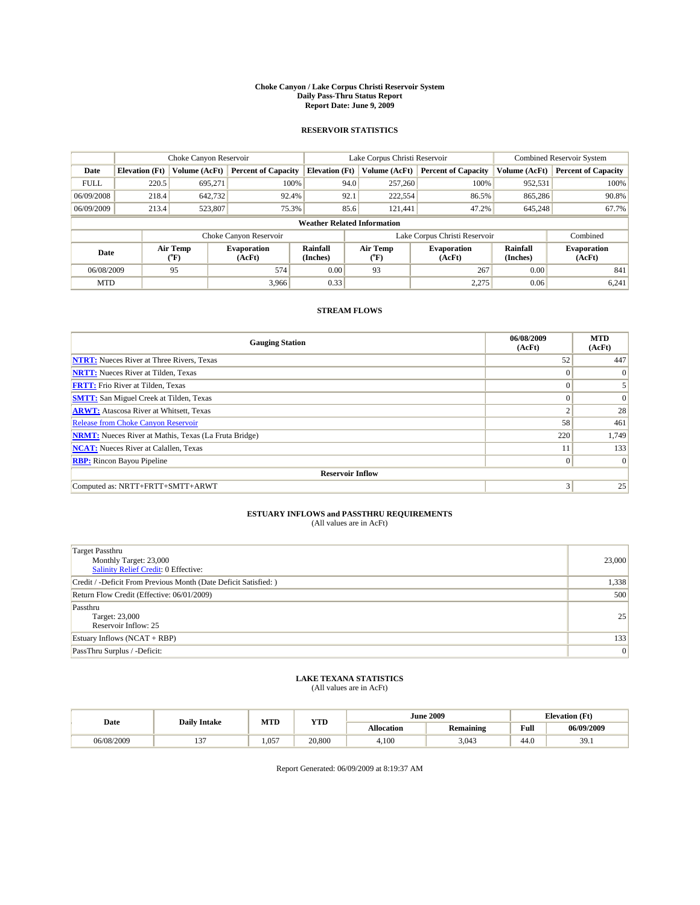# Choke Canyon / Lake Corpus Christi Reservoir System
## Daily Pass-Thru Status Report
### Report Date: June 9, 2009

## RESERVOIR STATISTICS

| | Choke Canyon Reservoir | | | Lake Corpus Christi Reservoir | | | Combined Reservoir System | |
|---|---|---|---|---|---|---|---|---|
| Date | Elevation (Ft) | Volume (AcFt) | Percent of Capacity | Elevation (Ft) | Volume (AcFt) | Percent of Capacity | Volume (AcFt) | Percent of Capacity |
| FULL | 220.5 | 695,271 | 100% | 94.0 | 257,260 | 100% | 952,531 | 100% |
| 06/09/2008 | 218.4 | 642,732 | 92.4% | 92.1 | 222,554 | 86.5% | 865,286 | 90.8% |
| 06/09/2009 | 213.4 | 523,807 | 75.3% | 85.6 | 121,441 | 47.2% | 645,248 | 67.7% |

**Weather Related Information**

| | Choke Canyon Reservoir | | | Lake Corpus Christi Reservoir | | | Combined |
|---|---|---|---|---|---|---|---|
| Date | Air Temp (°F) | Evaporation (AcFt) | Rainfall (Inches) | Air Temp (°F) | Evaporation (AcFt) | Rainfall (Inches) | Evaporation (AcFt) |
| 06/08/2009 | 95 | 574 | 0.00 | 93 | 267 | 0.00 | 841 |
| MTD | | 3,966 | 0.33 | | 2,275 | 0.06 | 6,241 |

## STREAM FLOWS

| Gauging Station | 06/08/2009 (AcFt) | MTD (AcFt) |
|---|---|---|
| NTRT: Nueces River at Three Rivers, Texas | 52 | 447 |
| NRTT: Nueces River at Tilden, Texas | 0 | 0 |
| FRTT: Frio River at Tilden, Texas | 0 | 5 |
| SMTT: San Miguel Creek at Tilden, Texas | 0 | 0 |
| ARWT: Atascosa River at Whitsett, Texas | 2 | 28 |
| Release from Choke Canyon Reservoir | 58 | 461 |
| NRMT: Nueces River at Mathis, Texas (La Fruta Bridge) | 220 | 1,749 |
| NCAT: Nueces River at Calallen, Texas | 11 | 133 |
| RBP: Rincon Bayou Pipeline | 0 | 0 |
| **Reservoir Inflow** | | |
| Computed as: NRTT+FRTT+SMTT+ARWT | 3 | 25 |

## ESTUARY INFLOWS and PASSTHRU REQUIREMENTS
(All values are in AcFt)

| | |
|---|---|
| Target Passthru<br>Monthly Target: 23,000<br>Salinity Relief Credit: 0 Effective: | 23,000 |
| Credit / -Deficit From Previous Month (Date Deficit Satisfied: ) | 1,338 |
| Return Flow Credit (Effective: 06/01/2009) | 500 |
| Passthru<br>Target: 23,000<br>Reservoir Inflow: 25 | 25 |
| Estuary Inflows (NCAT + RBP) | 133 |
| PassThru Surplus / -Deficit: | 0 |

## LAKE TEXANA STATISTICS
(All values are in AcFt)

| Date | Daily Intake | MTD | YTD | June 2009 | | Elevation (Ft) | |
|---|---|---|---|---|---|---|---|
| | | | | Allocation | Remaining | Full | 06/09/2009 |
| 06/08/2009 | 137 | 1,057 | 20,800 | 4,100 | 3,043 | 44.0 | 39.1 |

Report Generated: 06/09/2009 at 8:19:37 AM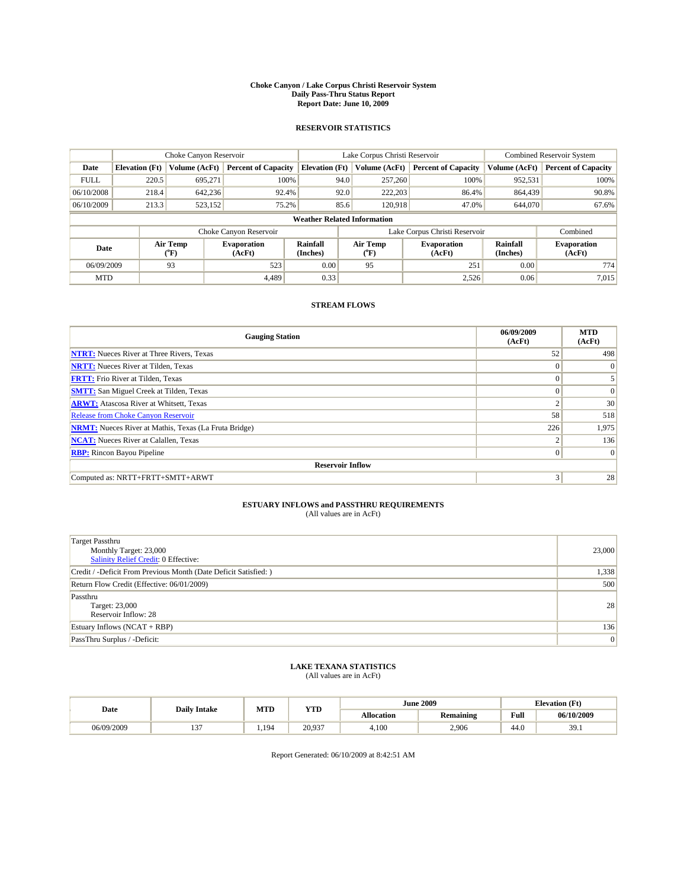# Choke Canyon / Lake Corpus Christi Reservoir System
## Daily Pass-Thru Status Report
### Report Date: June 10, 2009

## RESERVOIR STATISTICS

| | Choke Canyon Reservoir | | | Lake Corpus Christi Reservoir | | | Combined Reservoir System | |
|---|---|---|---|---|---|---|---|---|
| Date | Elevation (Ft) | Volume (AcFt) | Percent of Capacity | Elevation (Ft) | Volume (AcFt) | Percent of Capacity | Volume (AcFt) | Percent of Capacity |
| FULL | 220.5 | 695,271 | 100% | 94.0 | 257,260 | 100% | 952,531 | 100% |
| 06/10/2008 | 218.4 | 642,236 | 92.4% | 92.0 | 222,203 | 86.4% | 864,439 | 90.8% |
| 06/10/2009 | 213.3 | 523,152 | 75.2% | 85.6 | 120,918 | 47.0% | 644,070 | 67.6% |

**Weather Related Information**

| | Choke Canyon Reservoir | | | Lake Corpus Christi Reservoir | | | Combined |
|---|---|---|---|---|---|---|---|
| Date | Air Temp (°F) | Evaporation (AcFt) | Rainfall (Inches) | Air Temp (°F) | Evaporation (AcFt) | Rainfall (Inches) | Evaporation (AcFt) |
| 06/09/2009 | 93 | 523 | 0.00 | 95 | 251 | 0.00 | 774 |
| MTD | | 4,489 | 0.33 | | 2,526 | 0.06 | 7,015 |

## STREAM FLOWS

| Gauging Station | 06/09/2009 (AcFt) | MTD (AcFt) |
|---|---|---|
| NTRT: Nueces River at Three Rivers, Texas | 52 | 498 |
| NRTT: Nueces River at Tilden, Texas | 0 | 0 |
| FRTT: Frio River at Tilden, Texas | 0 | 5 |
| SMTT: San Miguel Creek at Tilden, Texas | 0 | 0 |
| ARWT: Atascosa River at Whitsett, Texas | 2 | 30 |
| Release from Choke Canyon Reservoir | 58 | 518 |
| NRMT: Nueces River at Mathis, Texas (La Fruta Bridge) | 226 | 1,975 |
| NCAT: Nueces River at Calallen, Texas | 2 | 136 |
| RBP: Rincon Bayou Pipeline | 0 | 0 |
| **Reservoir Inflow** | | |
| Computed as: NRTT+FRTT+SMTT+ARWT | 3 | 28 |

## ESTUARY INFLOWS and PASSTHRU REQUIREMENTS
(All values are in AcFt)

| | |
|---|---|
| Target Passthru<br>Monthly Target: 23,000<br>Salinity Relief Credit: 0 Effective: | 23,000 |
| Credit / -Deficit From Previous Month (Date Deficit Satisfied: ) | 1,338 |
| Return Flow Credit (Effective: 06/01/2009) | 500 |
| Passthru<br>Target: 23,000<br>Reservoir Inflow: 28 | 28 |
| Estuary Inflows (NCAT + RBP) | 136 |
| PassThru Surplus / -Deficit: | 0 |

## LAKE TEXANA STATISTICS
(All values are in AcFt)

| Date | Daily Intake | MTD | YTD | June 2009 | | Elevation (Ft) | |
|---|---|---|---|---|---|---|---|
| | | | | Allocation | Remaining | Full | 06/10/2009 |
| 06/09/2009 | 137 | 1,194 | 20,937 | 4,100 | 2,906 | 44.0 | 39.1 |

Report Generated: 06/10/2009 at 8:42:51 AM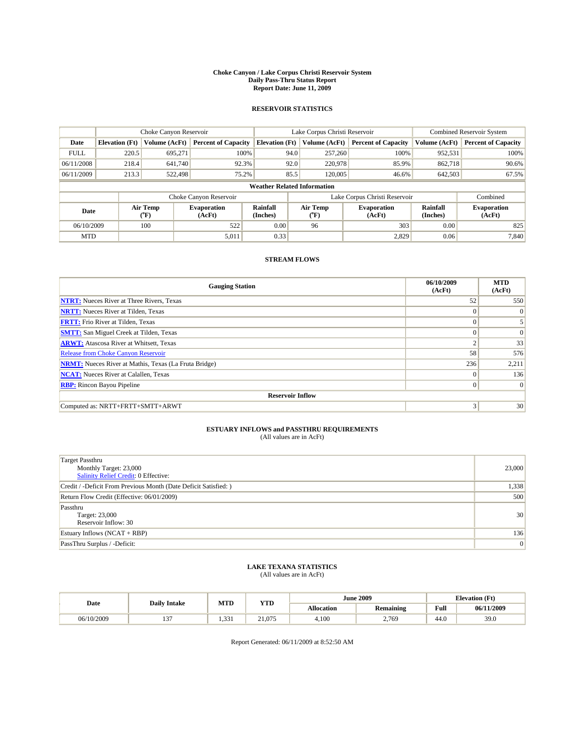# Choke Canyon / Lake Corpus Christi Reservoir System
## Daily Pass-Thru Status Report
### Report Date: June 11, 2009

## RESERVOIR STATISTICS

| | Choke Canyon Reservoir | | | Lake Corpus Christi Reservoir | | | Combined Reservoir System | |
|---|---|---|---|---|---|---|---|---|
| Date | Elevation (Ft) | Volume (AcFt) | Percent of Capacity | Elevation (Ft) | Volume (AcFt) | Percent of Capacity | Volume (AcFt) | Percent of Capacity |
| FULL | 220.5 | 695,271 | 100% | 94.0 | 257,260 | 100% | 952,531 | 100% |
| 06/11/2008 | 218.4 | 641,740 | 92.3% | 92.0 | 220,978 | 85.9% | 862,718 | 90.6% |
| 06/11/2009 | 213.3 | 522,498 | 75.2% | 85.5 | 120,005 | 46.6% | 642,503 | 67.5% |

**Weather Related Information**

| | Choke Canyon Reservoir | | | Lake Corpus Christi Reservoir | | | Combined |
|---|---|---|---|---|---|---|---|
| Date | Air Temp (°F) | Evaporation (AcFt) | Rainfall (Inches) | Air Temp (°F) | Evaporation (AcFt) | Rainfall (Inches) | Evaporation (AcFt) |
| 06/10/2009 | 100 | 522 | 0.00 | 96 | 303 | 0.00 | 825 |
| MTD | | 5,011 | 0.33 | | 2,829 | 0.06 | 7,840 |

## STREAM FLOWS

| Gauging Station | 06/10/2009 (AcFt) | MTD (AcFt) |
|---|---|---|
| NTRT: Nueces River at Three Rivers, Texas | 52 | 550 |
| NRTT: Nueces River at Tilden, Texas | 0 | 0 |
| FRTT: Frio River at Tilden, Texas | 0 | 5 |
| SMTT: San Miguel Creek at Tilden, Texas | 0 | 0 |
| ARWT: Atascosa River at Whitsett, Texas | 2 | 33 |
| Release from Choke Canyon Reservoir | 58 | 576 |
| NRMT: Nueces River at Mathis, Texas (La Fruta Bridge) | 236 | 2,211 |
| NCAT: Nueces River at Calallen, Texas | 0 | 136 |
| RBP: Rincon Bayou Pipeline | 0 | 0 |
| **Reservoir Inflow** | | |
| Computed as: NRTT+FRTT+SMTT+ARWT | 3 | 30 |

## ESTUARY INFLOWS and PASSTHRU REQUIREMENTS
(All values are in AcFt)

| | |
|---|---|
| Target Passthru<br>Monthly Target: 23,000<br>Salinity Relief Credit: 0 Effective: | 23,000 |
| Credit / -Deficit From Previous Month (Date Deficit Satisfied: ) | 1,338 |
| Return Flow Credit (Effective: 06/01/2009) | 500 |
| Passthru<br>Target: 23,000<br>Reservoir Inflow: 30 | 30 |
| Estuary Inflows (NCAT + RBP) | 136 |
| PassThru Surplus / -Deficit: | 0 |

## LAKE TEXANA STATISTICS
(All values are in AcFt)

| Date | Daily Intake | MTD | YTD | June 2009 | | Elevation (Ft) | |
|---|---|---|---|---|---|---|---|
| | | | | Allocation | Remaining | Full | 06/11/2009 |
| 06/10/2009 | 137 | 1,331 | 21,075 | 4,100 | 2,769 | 44.0 | 39.0 |

Report Generated: 06/11/2009 at 8:52:50 AM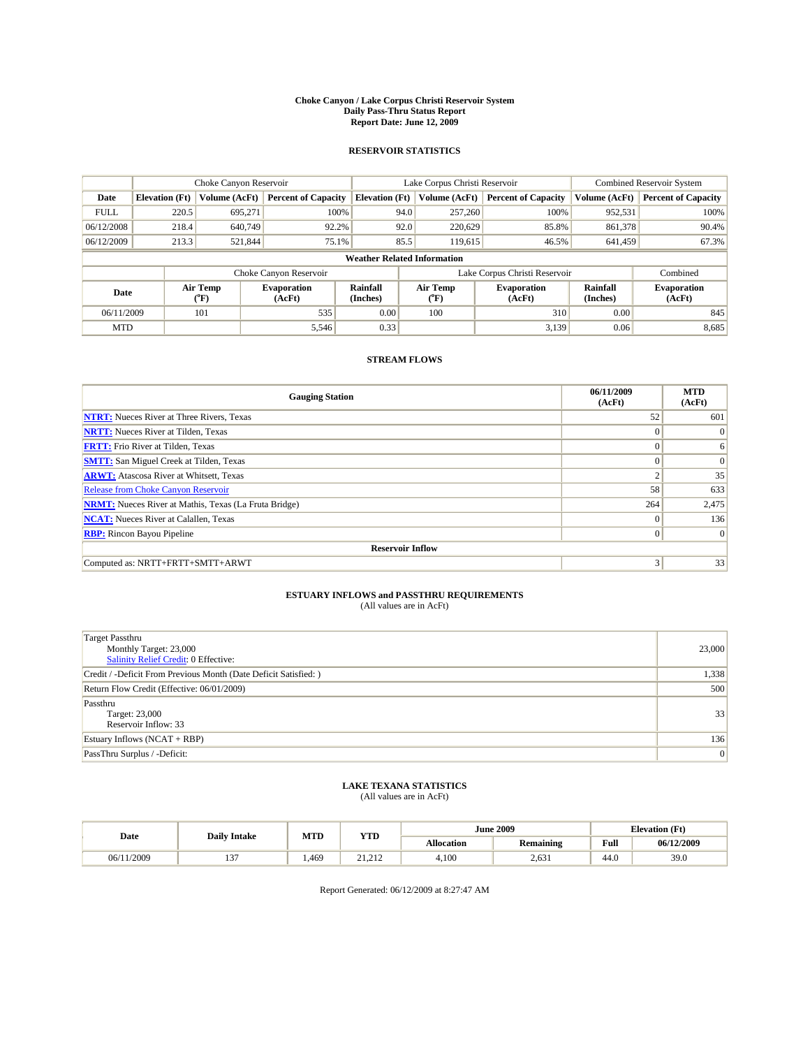# Choke Canyon / Lake Corpus Christi Reservoir System
## Daily Pass-Thru Status Report
## Report Date: June 12, 2009

### RESERVOIR STATISTICS

| | Choke Canyon Reservoir | | | Lake Corpus Christi Reservoir | | | Combined Reservoir System | |
|---|---|---|---|---|---|---|---|---|
| Date | Elevation (Ft) | Volume (AcFt) | Percent of Capacity | Elevation (Ft) | Volume (AcFt) | Percent of Capacity | Volume (AcFt) | Percent of Capacity |
| FULL | 220.5 | 695,271 | 100% | 94.0 | 257,260 | 100% | 952,531 | 100% |
| 06/12/2008 | 218.4 | 640,749 | 92.2% | 92.0 | 220,629 | 85.8% | 861,378 | 90.4% |
| 06/12/2009 | 213.3 | 521,844 | 75.1% | 85.5 | 119,615 | 46.5% | 641,459 | 67.3% |

**Weather Related Information**

| | Choke Canyon Reservoir | | | Lake Corpus Christi Reservoir | | | Combined |
|---|---|---|---|---|---|---|---|
| Date | Air Temp (°F) | Evaporation (AcFt) | Rainfall (Inches) | Air Temp (°F) | Evaporation (AcFt) | Rainfall (Inches) | Evaporation (AcFt) |
| 06/11/2009 | 101 | 535 | 0.00 | 100 | 310 | 0.00 | 845 |
| MTD | | 5,546 | 0.33 | | 3,139 | 0.06 | 8,685 |

### STREAM FLOWS

| Gauging Station | 06/11/2009 (AcFt) | MTD (AcFt) |
|---|---|---|
| **NTRT:** Nueces River at Three Rivers, Texas | 52 | 601 |
| **NRTT:** Nueces River at Tilden, Texas | 0 | 0 |
| **FRTT:** Frio River at Tilden, Texas | 0 | 6 |
| **SMTT:** San Miguel Creek at Tilden, Texas | 0 | 0 |
| **ARWT:** Atascosa River at Whitsett, Texas | 2 | 35 |
| Release from Choke Canyon Reservoir | 58 | 633 |
| **NRMT:** Nueces River at Mathis, Texas (La Fruta Bridge) | 264 | 2,475 |
| **NCAT:** Nueces River at Calallen, Texas | 0 | 136 |
| **RBP:** Rincon Bayou Pipeline | 0 | 0 |
| **Reservoir Inflow** | | |
| Computed as: NRTT+FRTT+SMTT+ARWT | 3 | 33 |

### ESTUARY INFLOWS and PASSTHRU REQUIREMENTS
(All values are in AcFt)

| | |
|---|---|
| Target Passthru<br>Monthly Target: 23,000<br>Salinity Relief Credit: 0 Effective: | 23,000 |
| Credit / -Deficit From Previous Month (Date Deficit Satisfied: ) | 1,338 |
| Return Flow Credit (Effective: 06/01/2009) | 500 |
| Passthru<br>Target: 23,000<br>Reservoir Inflow: 33 | 33 |
| Estuary Inflows (NCAT + RBP) | 136 |
| PassThru Surplus / -Deficit: | 0 |

### LAKE TEXANA STATISTICS
(All values are in AcFt)

| Date | Daily Intake | MTD | YTD | June 2009 | | Elevation (Ft) | |
|---|---|---|---|---|---|---|---|
| | | | | Allocation | Remaining | Full | 06/12/2009 |
| 06/11/2009 | 137 | 1,469 | 21,212 | 4,100 | 2,631 | 44.0 | 39.0 |

Report Generated: 06/12/2009 at 8:27:47 AM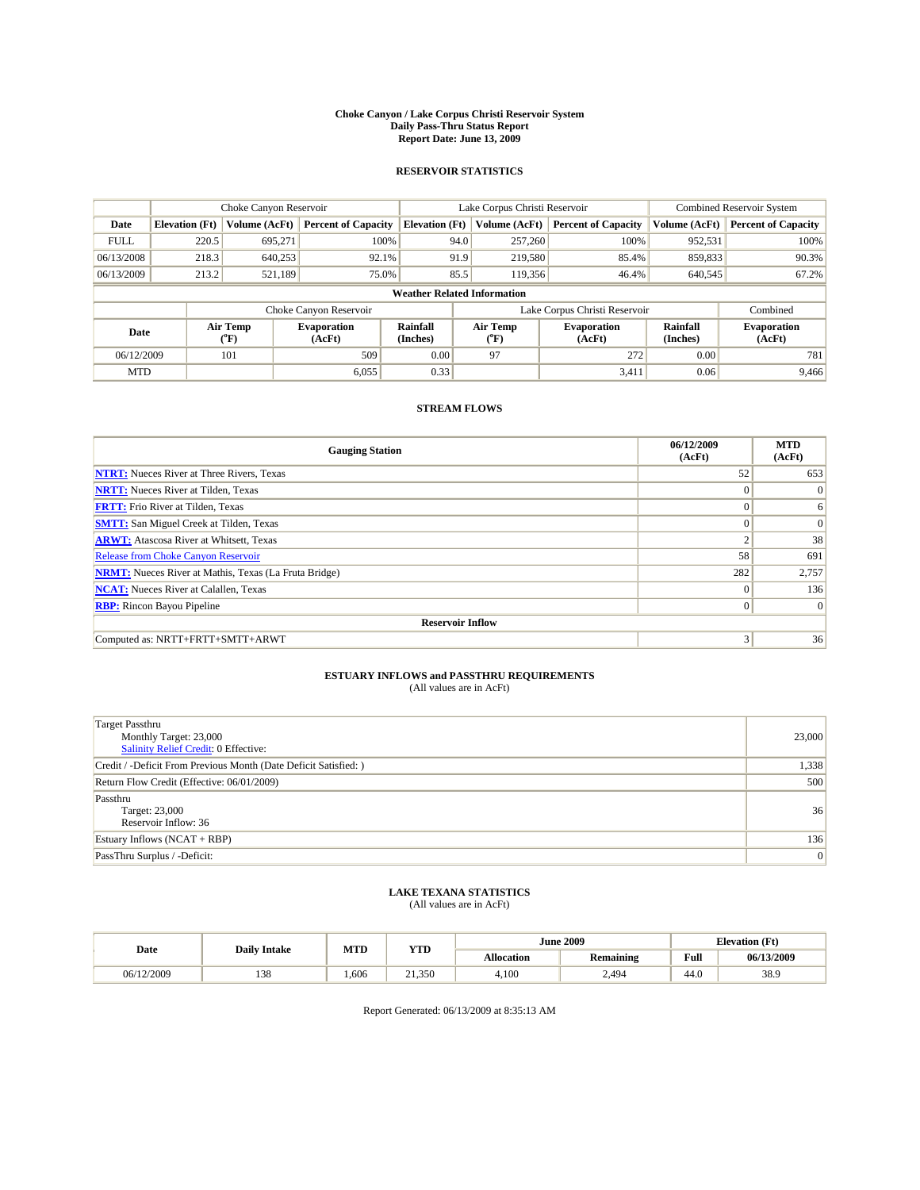**Choke Canyon / Lake Corpus Christi Reservoir System**
**Daily Pass-Thru Status Report**
**Report Date: June 13, 2009**

## RESERVOIR STATISTICS

| | Choke Canyon Reservoir | | | Lake Corpus Christi Reservoir | | | Combined Reservoir System | |
|---|---|---|---|---|---|---|---|---|
| **Date** | **Elevation (Ft)** | **Volume (AcFt)** | **Percent of Capacity** | **Elevation (Ft)** | **Volume (AcFt)** | **Percent of Capacity** | **Volume (AcFt)** | **Percent of Capacity** |
| FULL | 220.5 | 695,271 | 100% | 94.0 | 257,260 | 100% | 952,531 | 100% |
| 06/13/2008 | 218.3 | 640,253 | 92.1% | 91.9 | 219,580 | 85.4% | 859,833 | 90.3% |
| 06/13/2009 | 213.2 | 521,189 | 75.0% | 85.5 | 119,356 | 46.4% | 640,545 | 67.2% |

**Weather Related Information**

| | Choke Canyon Reservoir | | | Lake Corpus Christi Reservoir | | | Combined |
|---|---|---|---|---|---|---|---|
| **Date** | **Air Temp (°F)** | **Evaporation (AcFt)** | **Rainfall (Inches)** | **Air Temp (°F)** | **Evaporation (AcFt)** | **Rainfall (Inches)** | **Evaporation (AcFt)** |
| 06/12/2009 | 101 | 509 | 0.00 | 97 | 272 | 0.00 | 781 |
| MTD | | 6,055 | 0.33 | | 3,411 | 0.06 | 9,466 |

## STREAM FLOWS

| Gauging Station | 06/12/2009 (AcFt) | MTD (AcFt) |
|---|---|---|
| **NTRT:** Nueces River at Three Rivers, Texas | 52 | 653 |
| **NRTT:** Nueces River at Tilden, Texas | 0 | 0 |
| **FRTT:** Frio River at Tilden, Texas | 0 | 6 |
| **SMTT:** San Miguel Creek at Tilden, Texas | 0 | 0 |
| **ARWT:** Atascosa River at Whitsett, Texas | 2 | 38 |
| Release from Choke Canyon Reservoir | 58 | 691 |
| **NRMT:** Nueces River at Mathis, Texas (La Fruta Bridge) | 282 | 2,757 |
| **NCAT:** Nueces River at Calallen, Texas | 0 | 136 |
| **RBP:** Rincon Bayou Pipeline | 0 | 0 |
| **Reservoir Inflow** | | |
| Computed as: NRTT+FRTT+SMTT+ARWT | 3 | 36 |

## ESTUARY INFLOWS and PASSTHRU REQUIREMENTS
(All values are in AcFt)

| | |
|---|---|
| Target Passthru<br>Monthly Target: 23,000<br>Salinity Relief Credit: 0 Effective: | 23,000 |
| Credit / -Deficit From Previous Month (Date Deficit Satisfied: ) | 1,338 |
| Return Flow Credit (Effective: 06/01/2009) | 500 |
| Passthru<br>Target: 23,000<br>Reservoir Inflow: 36 | 36 |
| Estuary Inflows (NCAT + RBP) | 136 |
| PassThru Surplus / -Deficit: | 0 |

## LAKE TEXANA STATISTICS
(All values are in AcFt)

| Date | Daily Intake | MTD | YTD | June 2009 | | Elevation (Ft) | |
|---|---|---|---|---|---|---|---|
| | | | | **Allocation** | **Remaining** | **Full** | **06/13/2009** |
| 06/12/2009 | 138 | 1,606 | 21,350 | 4,100 | 2,494 | 44.0 | 38.9 |

Report Generated: 06/13/2009 at 8:35:13 AM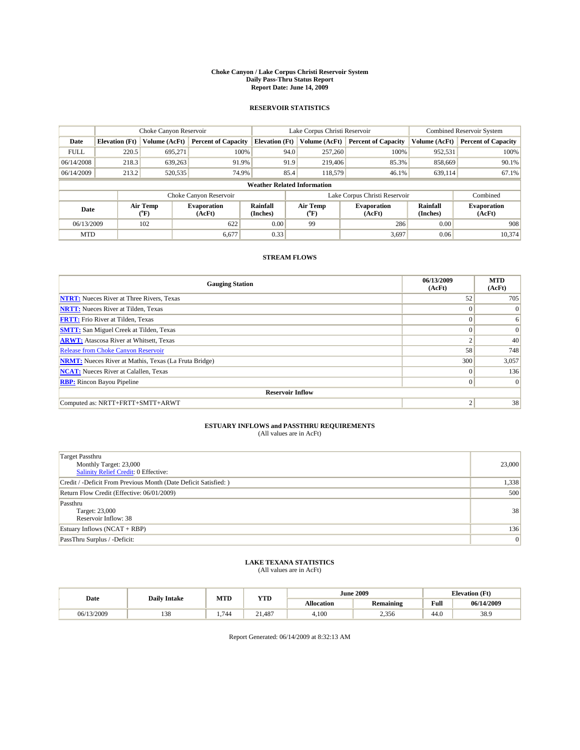# Choke Canyon / Lake Corpus Christi Reservoir System
## Daily Pass-Thru Status Report
## Report Date: June 14, 2009

### RESERVOIR STATISTICS

| | Choke Canyon Reservoir | | | Lake Corpus Christi Reservoir | | | Combined Reservoir System | |
|---|---|---|---|---|---|---|---|---|
| Date | Elevation (Ft) | Volume (AcFt) | Percent of Capacity | Elevation (Ft) | Volume (AcFt) | Percent of Capacity | Volume (AcFt) | Percent of Capacity |
| FULL | 220.5 | 695,271 | 100% | 94.0 | 257,260 | 100% | 952,531 | 100% |
| 06/14/2008 | 218.3 | 639,263 | 91.9% | 91.9 | 219,406 | 85.3% | 858,669 | 90.1% |
| 06/14/2009 | 213.2 | 520,535 | 74.9% | 85.4 | 118,579 | 46.1% | 639,114 | 67.1% |

**Weather Related Information**

| | Choke Canyon Reservoir | | | Lake Corpus Christi Reservoir | | | Combined |
|---|---|---|---|---|---|---|---|
| Date | Air Temp (°F) | Evaporation (AcFt) | Rainfall (Inches) | Air Temp (°F) | Evaporation (AcFt) | Rainfall (Inches) | Evaporation (AcFt) |
| 06/13/2009 | 102 | 622 | 0.00 | 99 | 286 | 0.00 | 908 |
| MTD | | 6,677 | 0.33 | | 3,697 | 0.06 | 10,374 |

### STREAM FLOWS

| Gauging Station | 06/13/2009 (AcFt) | MTD (AcFt) |
|---|---|---|
| NTRT: Nueces River at Three Rivers, Texas | 52 | 705 |
| NRTT: Nueces River at Tilden, Texas | 0 | 0 |
| FRTT: Frio River at Tilden, Texas | 0 | 6 |
| SMTT: San Miguel Creek at Tilden, Texas | 0 | 0 |
| ARWT: Atascosa River at Whitsett, Texas | 2 | 40 |
| Release from Choke Canyon Reservoir | 58 | 748 |
| NRMT: Nueces River at Mathis, Texas (La Fruta Bridge) | 300 | 3,057 |
| NCAT: Nueces River at Calallen, Texas | 0 | 136 |
| RBP: Rincon Bayou Pipeline | 0 | 0 |
| **Reservoir Inflow** | | |
| Computed as: NRTT+FRTT+SMTT+ARWT | 2 | 38 |

### ESTUARY INFLOWS and PASSTHRU REQUIREMENTS
(All values are in AcFt)

| | |
|---|---|
| Target Passthru<br>Monthly Target: 23,000<br>Salinity Relief Credit: 0 Effective: | 23,000 |
| Credit / -Deficit From Previous Month (Date Deficit Satisfied: ) | 1,338 |
| Return Flow Credit (Effective: 06/01/2009) | 500 |
| Passthru<br>Target: 23,000<br>Reservoir Inflow: 38 | 38 |
| Estuary Inflows (NCAT + RBP) | 136 |
| PassThru Surplus / -Deficit: | 0 |

### LAKE TEXANA STATISTICS
(All values are in AcFt)

| Date | Daily Intake | MTD | YTD | June 2009 | | Elevation (Ft) | |
|---|---|---|---|---|---|---|---|
| | | | | Allocation | Remaining | Full | 06/14/2009 |
| 06/13/2009 | 138 | 1,744 | 21,487 | 4,100 | 2,356 | 44.0 | 38.9 |

Report Generated: 06/14/2009 at 8:32:13 AM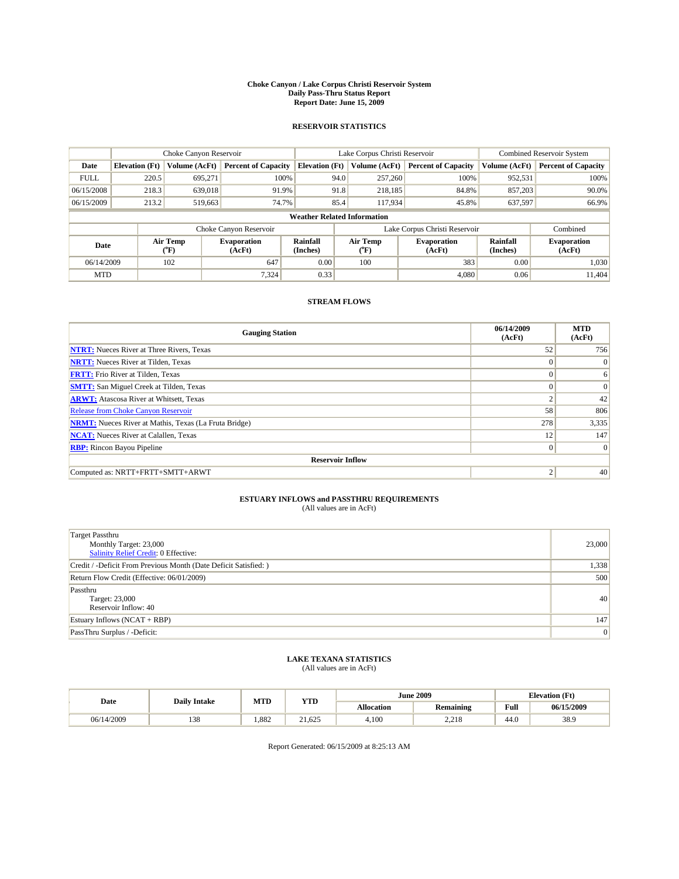# Choke Canyon / Lake Corpus Christi Reservoir System
## Daily Pass-Thru Status Report
### Report Date: June 15, 2009

## RESERVOIR STATISTICS

| | Choke Canyon Reservoir | | | Lake Corpus Christi Reservoir | | | Combined Reservoir System | |
|---|---|---|---|---|---|---|---|---|
| Date | Elevation (Ft) | Volume (AcFt) | Percent of Capacity | Elevation (Ft) | Volume (AcFt) | Percent of Capacity | Volume (AcFt) | Percent of Capacity |
| FULL | 220.5 | 695,271 | 100% | 94.0 | 257,260 | 100% | 952,531 | 100% |
| 06/15/2008 | 218.3 | 639,018 | 91.9% | 91.8 | 218,185 | 84.8% | 857,203 | 90.0% |
| 06/15/2009 | 213.2 | 519,663 | 74.7% | 85.4 | 117,934 | 45.8% | 637,597 | 66.9% |

**Weather Related Information**

| | Choke Canyon Reservoir | | | Lake Corpus Christi Reservoir | | | Combined |
|---|---|---|---|---|---|---|---|
| Date | Air Temp (°F) | Evaporation (AcFt) | Rainfall (Inches) | Air Temp (°F) | Evaporation (AcFt) | Rainfall (Inches) | Evaporation (AcFt) |
| 06/14/2009 | 102 | 647 | 0.00 | 100 | 383 | 0.00 | 1,030 |
| MTD | | 7,324 | 0.33 | | 4,080 | 0.06 | 11,404 |

## STREAM FLOWS

| Gauging Station | 06/14/2009 (AcFt) | MTD (AcFt) |
|---|---|---|
| NTRT: Nueces River at Three Rivers, Texas | 52 | 756 |
| NRTT: Nueces River at Tilden, Texas | 0 | 0 |
| FRTT: Frio River at Tilden, Texas | 0 | 6 |
| SMTT: San Miguel Creek at Tilden, Texas | 0 | 0 |
| ARWT: Atascosa River at Whitsett, Texas | 2 | 42 |
| Release from Choke Canyon Reservoir | 58 | 806 |
| NRMT: Nueces River at Mathis, Texas (La Fruta Bridge) | 278 | 3,335 |
| NCAT: Nueces River at Calallen, Texas | 12 | 147 |
| RBP: Rincon Bayou Pipeline | 0 | 0 |
| **Reservoir Inflow** | | |
| Computed as: NRTT+FRTT+SMTT+ARWT | 2 | 40 |

## ESTUARY INFLOWS and PASSTHRU REQUIREMENTS
(All values are in AcFt)

| | |
|---|---|
| Target Passthru<br>Monthly Target: 23,000<br>Salinity Relief Credit: 0 Effective: | 23,000 |
| Credit / -Deficit From Previous Month (Date Deficit Satisfied: ) | 1,338 |
| Return Flow Credit (Effective: 06/01/2009) | 500 |
| Passthru<br>Target: 23,000<br>Reservoir Inflow: 40 | 40 |
| Estuary Inflows (NCAT + RBP) | 147 |
| PassThru Surplus / -Deficit: | 0 |

## LAKE TEXANA STATISTICS
(All values are in AcFt)

| Date | Daily Intake | MTD | YTD | June 2009 | | Elevation (Ft) | |
|---|---|---|---|---|---|---|---|
| | | | | Allocation | Remaining | Full | 06/15/2009 |
| 06/14/2009 | 138 | 1,882 | 21,625 | 4,100 | 2,218 | 44.0 | 38.9 |

Report Generated: 06/15/2009 at 8:25:13 AM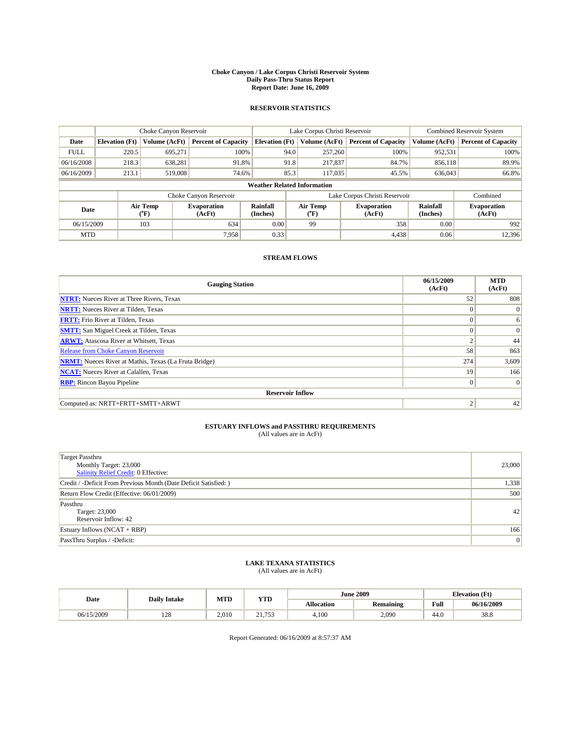# Choke Canyon / Lake Corpus Christi Reservoir System
## Daily Pass-Thru Status Report
## Report Date: June 16, 2009

### RESERVOIR STATISTICS

| | Choke Canyon Reservoir | | | Lake Corpus Christi Reservoir | | | Combined Reservoir System | |
|---|---|---|---|---|---|---|---|---|
| Date | Elevation (Ft) | Volume (AcFt) | Percent of Capacity | Elevation (Ft) | Volume (AcFt) | Percent of Capacity | Volume (AcFt) | Percent of Capacity |
| FULL | 220.5 | 695,271 | 100% | 94.0 | 257,260 | 100% | 952,531 | 100% |
| 06/16/2008 | 218.3 | 638,281 | 91.8% | 91.8 | 217,837 | 84.7% | 856,118 | 89.9% |
| 06/16/2009 | 213.1 | 519,008 | 74.6% | 85.3 | 117,035 | 45.5% | 636,043 | 66.8% |

**Weather Related Information**

| | Choke Canyon Reservoir | | | Lake Corpus Christi Reservoir | | | Combined |
|---|---|---|---|---|---|---|---|
| Date | Air Temp (°F) | Evaporation (AcFt) | Rainfall (Inches) | Air Temp (°F) | Evaporation (AcFt) | Rainfall (Inches) | Evaporation (AcFt) |
| 06/15/2009 | 103 | 634 | 0.00 | 99 | 358 | 0.00 | 992 |
| MTD | | 7,958 | 0.33 | | 4,438 | 0.06 | 12,396 |

### STREAM FLOWS

| Gauging Station | 06/15/2009 (AcFt) | MTD (AcFt) |
|---|---|---|
| NTRT: Nueces River at Three Rivers, Texas | 52 | 808 |
| NRTT: Nueces River at Tilden, Texas | 0 | 0 |
| FRTT: Frio River at Tilden, Texas | 0 | 6 |
| SMTT: San Miguel Creek at Tilden, Texas | 0 | 0 |
| ARWT: Atascosa River at Whitsett, Texas | 2 | 44 |
| Release from Choke Canyon Reservoir | 58 | 863 |
| NRMT: Nueces River at Mathis, Texas (La Fruta Bridge) | 274 | 3,609 |
| NCAT: Nueces River at Calallen, Texas | 19 | 166 |
| RBP: Rincon Bayou Pipeline | 0 | 0 |
| **Reservoir Inflow** | | |
| Computed as: NRTT+FRTT+SMTT+ARWT | 2 | 42 |

### ESTUARY INFLOWS and PASSTHRU REQUIREMENTS
(All values are in AcFt)

| | |
|---|---|
| Target Passthru<br>Monthly Target: 23,000<br>Salinity Relief Credit: 0 Effective: | 23,000 |
| Credit / -Deficit From Previous Month (Date Deficit Satisfied: ) | 1,338 |
| Return Flow Credit (Effective: 06/01/2009) | 500 |
| Passthru<br>Target: 23,000<br>Reservoir Inflow: 42 | 42 |
| Estuary Inflows (NCAT + RBP) | 166 |
| PassThru Surplus / -Deficit: | 0 |

### LAKE TEXANA STATISTICS
(All values are in AcFt)

| Date | Daily Intake | MTD | YTD | June 2009 | | Elevation (Ft) | |
|---|---|---|---|---|---|---|---|
| | | | | Allocation | Remaining | Full | 06/16/2009 |
| 06/15/2009 | 128 | 2,010 | 21,753 | 4,100 | 2,090 | 44.0 | 38.8 |

Report Generated: 06/16/2009 at 8:57:37 AM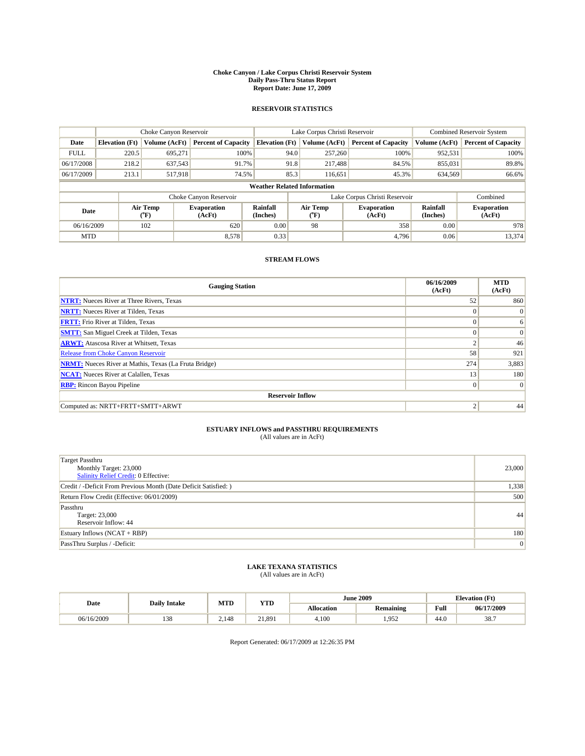# Choke Canyon / Lake Corpus Christi Reservoir System
## Daily Pass-Thru Status Report
### Report Date: June 17, 2009

## RESERVOIR STATISTICS

| | Choke Canyon Reservoir | | | Lake Corpus Christi Reservoir | | | Combined Reservoir System | |
|---|---|---|---|---|---|---|---|---|
| Date | Elevation (Ft) | Volume (AcFt) | Percent of Capacity | Elevation (Ft) | Volume (AcFt) | Percent of Capacity | Volume (AcFt) | Percent of Capacity |
| FULL | 220.5 | 695,271 | 100% | 94.0 | 257,260 | 100% | 952,531 | 100% |
| 06/17/2008 | 218.2 | 637,543 | 91.7% | 91.8 | 217,488 | 84.5% | 855,031 | 89.8% |
| 06/17/2009 | 213.1 | 517,918 | 74.5% | 85.3 | 116,651 | 45.3% | 634,569 | 66.6% |

**Weather Related Information**

| | Choke Canyon Reservoir | | | Lake Corpus Christi Reservoir | | | Combined |
|---|---|---|---|---|---|---|---|
| Date | Air Temp (°F) | Evaporation (AcFt) | Rainfall (Inches) | Air Temp (°F) | Evaporation (AcFt) | Rainfall (Inches) | Evaporation (AcFt) |
| 06/16/2009 | 102 | 620 | 0.00 | 98 | 358 | 0.00 | 978 |
| MTD | | 8,578 | 0.33 | | 4,796 | 0.06 | 13,374 |

## STREAM FLOWS

| Gauging Station | 06/16/2009 (AcFt) | MTD (AcFt) |
|---|---|---|
| NTRT: Nueces River at Three Rivers, Texas | 52 | 860 |
| NRTT: Nueces River at Tilden, Texas | 0 | 0 |
| FRTT: Frio River at Tilden, Texas | 0 | 6 |
| SMTT: San Miguel Creek at Tilden, Texas | 0 | 0 |
| ARWT: Atascosa River at Whitsett, Texas | 2 | 46 |
| Release from Choke Canyon Reservoir | 58 | 921 |
| NRMT: Nueces River at Mathis, Texas (La Fruta Bridge) | 274 | 3,883 |
| NCAT: Nueces River at Calallen, Texas | 13 | 180 |
| RBP: Rincon Bayou Pipeline | 0 | 0 |
| **Reservoir Inflow** | | |
| Computed as: NRTT+FRTT+SMTT+ARWT | 2 | 44 |

## ESTUARY INFLOWS and PASSTHRU REQUIREMENTS
(All values are in AcFt)

| Item | Value |
|---|---|
| Target Passthru<br>Monthly Target: 23,000<br>Salinity Relief Credit: 0 Effective: | 23,000 |
| Credit / -Deficit From Previous Month (Date Deficit Satisfied: ) | 1,338 |
| Return Flow Credit (Effective: 06/01/2009) | 500 |
| Passthru<br>Target: 23,000<br>Reservoir Inflow: 44 | 44 |
| Estuary Inflows (NCAT + RBP) | 180 |
| PassThru Surplus / -Deficit: | 0 |

## LAKE TEXANA STATISTICS
(All values are in AcFt)

| Date | Daily Intake | MTD | YTD | June 2009 | | Elevation (Ft) | |
|---|---|---|---|---|---|---|---|
| | | | | Allocation | Remaining | Full | 06/17/2009 |
| 06/16/2009 | 138 | 2,148 | 21,891 | 4,100 | 1,952 | 44.0 | 38.7 |

Report Generated: 06/17/2009 at 12:26:35 PM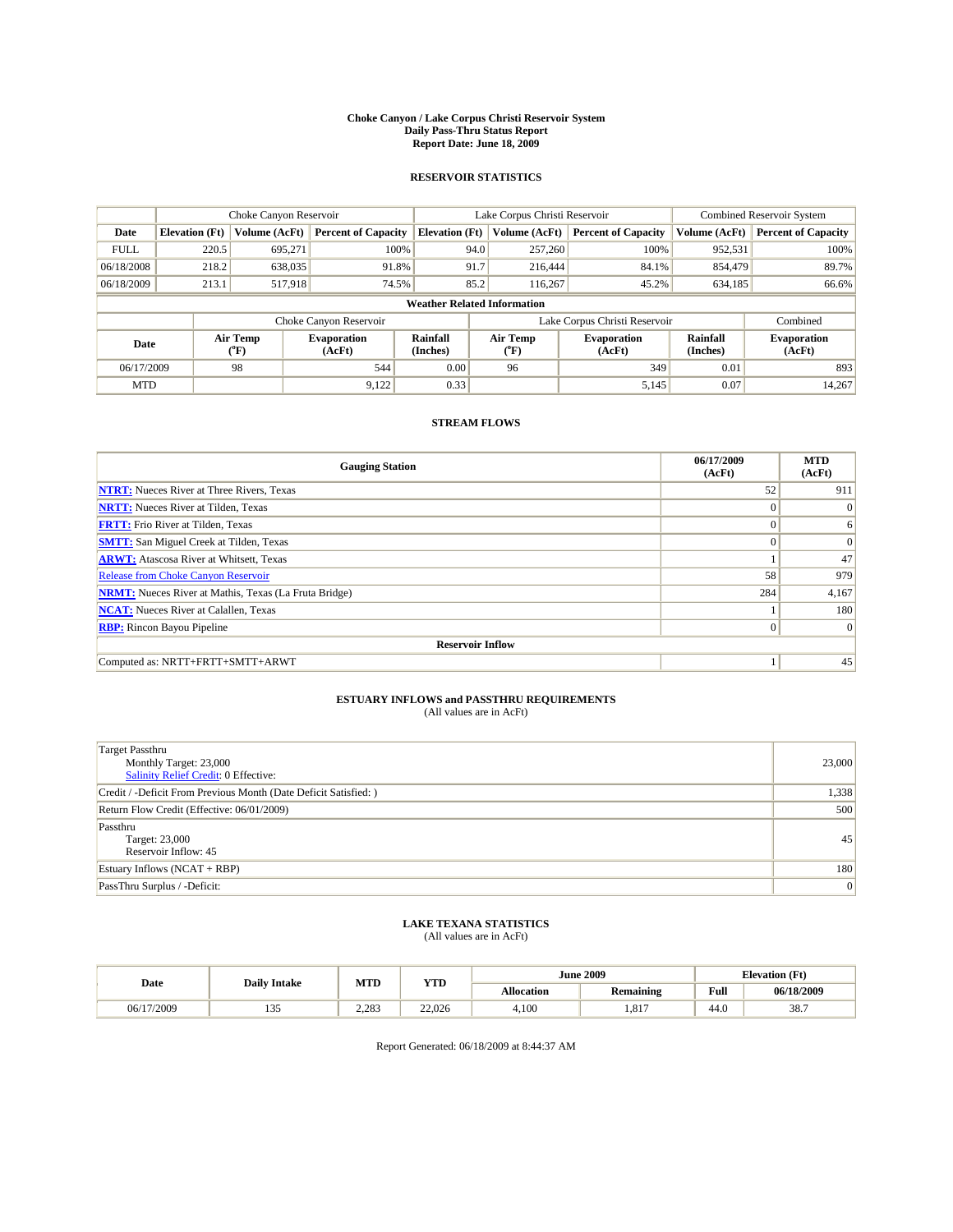# Choke Canyon / Lake Corpus Christi Reservoir System
## Daily Pass-Thru Status Report
## Report Date: June 18, 2009

### RESERVOIR STATISTICS

| | Choke Canyon Reservoir | | | Lake Corpus Christi Reservoir | | | Combined Reservoir System | |
|---|---|---|---|---|---|---|---|---|
| **Date** | **Elevation (Ft)** | **Volume (AcFt)** | **Percent of Capacity** | **Elevation (Ft)** | **Volume (AcFt)** | **Percent of Capacity** | **Volume (AcFt)** | **Percent of Capacity** |
| FULL | 220.5 | 695,271 | 100% | 94.0 | 257,260 | 100% | 952,531 | 100% |
| 06/18/2008 | 218.2 | 638,035 | 91.8% | 91.7 | 216,444 | 84.1% | 854,479 | 89.7% |
| 06/18/2009 | 213.1 | 517,918 | 74.5% | 85.2 | 116,267 | 45.2% | 634,185 | 66.6% |

**Weather Related Information**

| | Choke Canyon Reservoir | | | Lake Corpus Christi Reservoir | | | Combined |
|---|---|---|---|---|---|---|---|
| **Date** | **Air Temp (°F)** | **Evaporation (AcFt)** | **Rainfall (Inches)** | **Air Temp (°F)** | **Evaporation (AcFt)** | **Rainfall (Inches)** | **Evaporation (AcFt)** |
| 06/17/2009 | 98 | 544 | 0.00 | 96 | 349 | 0.01 | 893 |
| MTD | | 9,122 | 0.33 | | 5,145 | 0.07 | 14,267 |

### STREAM FLOWS

| Gauging Station | 06/17/2009 (AcFt) | MTD (AcFt) |
|---|---|---|
| NTRT: Nueces River at Three Rivers, Texas | 52 | 911 |
| NRTT: Nueces River at Tilden, Texas | 0 | 0 |
| FRTT: Frio River at Tilden, Texas | 0 | 6 |
| SMTT: San Miguel Creek at Tilden, Texas | 0 | 0 |
| ARWT: Atascosa River at Whitsett, Texas | 1 | 47 |
| Release from Choke Canyon Reservoir | 58 | 979 |
| NRMT: Nueces River at Mathis, Texas (La Fruta Bridge) | 284 | 4,167 |
| NCAT: Nueces River at Calallen, Texas | 1 | 180 |
| RBP: Rincon Bayou Pipeline | 0 | 0 |
| **Reservoir Inflow** | | |
| Computed as: NRTT+FRTT+SMTT+ARWT | 1 | 45 |

### ESTUARY INFLOWS and PASSTHRU REQUIREMENTS
(All values are in AcFt)

| | |
|---|---|
| Target Passthru<br>Monthly Target: 23,000<br>Salinity Relief Credit: 0 Effective: | 23,000 |
| Credit / -Deficit From Previous Month (Date Deficit Satisfied: ) | 1,338 |
| Return Flow Credit (Effective: 06/01/2009) | 500 |
| Passthru<br>Target: 23,000<br>Reservoir Inflow: 45 | 45 |
| Estuary Inflows (NCAT + RBP) | 180 |
| PassThru Surplus / -Deficit: | 0 |

### LAKE TEXANA STATISTICS
(All values are in AcFt)

| Date | Daily Intake | MTD | YTD | June 2009 | | Elevation (Ft) | |
|---|---|---|---|---|---|---|---|
| | | | | **Allocation** | **Remaining** | **Full** | **06/18/2009** |
| 06/17/2009 | 135 | 2,283 | 22,026 | 4,100 | 1,817 | 44.0 | 38.7 |

Report Generated: 06/18/2009 at 8:44:37 AM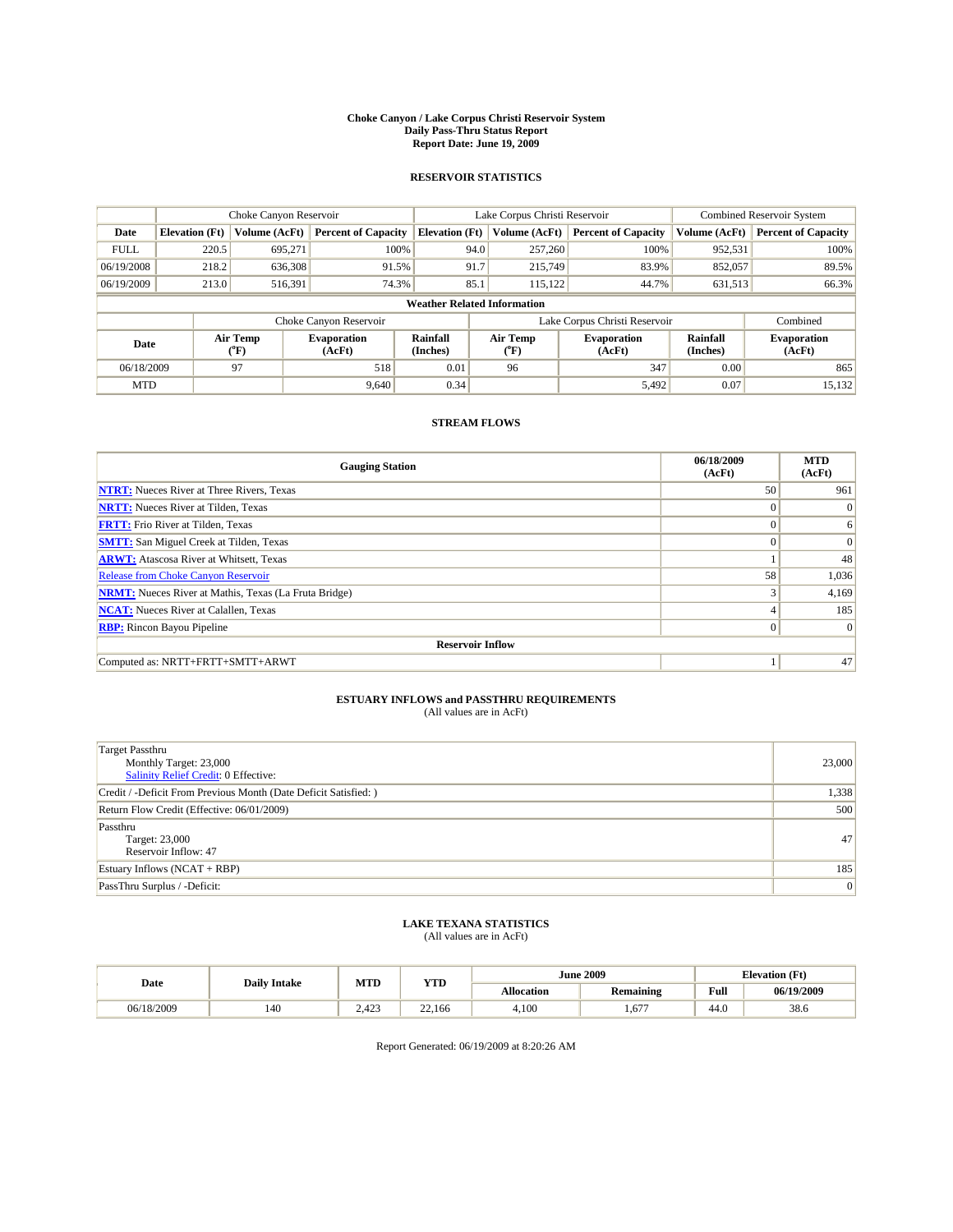# Choke Canyon / Lake Corpus Christi Reservoir System
## Daily Pass-Thru Status Report
### Report Date: June 19, 2009

## RESERVOIR STATISTICS

| | Choke Canyon Reservoir | | | Lake Corpus Christi Reservoir | | | Combined Reservoir System | |
|---|---|---|---|---|---|---|---|---|
| Date | Elevation (Ft) | Volume (AcFt) | Percent of Capacity | Elevation (Ft) | Volume (AcFt) | Percent of Capacity | Volume (AcFt) | Percent of Capacity |
| FULL | 220.5 | 695,271 | 100% | 94.0 | 257,260 | 100% | 952,531 | 100% |
| 06/19/2008 | 218.2 | 636,308 | 91.5% | 91.7 | 215,749 | 83.9% | 852,057 | 89.5% |
| 06/19/2009 | 213.0 | 516,391 | 74.3% | 85.1 | 115,122 | 44.7% | 631,513 | 66.3% |

**Weather Related Information**

| | Choke Canyon Reservoir | | | Lake Corpus Christi Reservoir | | | Combined |
|---|---|---|---|---|---|---|---|
| Date | Air Temp (°F) | Evaporation (AcFt) | Rainfall (Inches) | Air Temp (°F) | Evaporation (AcFt) | Rainfall (Inches) | Evaporation (AcFt) |
| 06/18/2009 | 97 | 518 | 0.01 | 96 | 347 | 0.00 | 865 |
| MTD | | 9,640 | 0.34 | | 5,492 | 0.07 | 15,132 |

## STREAM FLOWS

| Gauging Station | 06/18/2009 (AcFt) | MTD (AcFt) |
|---|---|---|
| **NTRT:** Nueces River at Three Rivers, Texas | 50 | 961 |
| **NRTT:** Nueces River at Tilden, Texas | 0 | 0 |
| **FRTT:** Frio River at Tilden, Texas | 0 | 6 |
| **SMTT:** San Miguel Creek at Tilden, Texas | 0 | 0 |
| **ARWT:** Atascosa River at Whitsett, Texas | 1 | 48 |
| Release from Choke Canyon Reservoir | 58 | 1,036 |
| **NRMT:** Nueces River at Mathis, Texas (La Fruta Bridge) | 3 | 4,169 |
| **NCAT:** Nueces River at Calallen, Texas | 4 | 185 |
| **RBP:** Rincon Bayou Pipeline | 0 | 0 |
| **Reservoir Inflow** | | |
| Computed as: NRTT+FRTT+SMTT+ARWT | 1 | 47 |

## ESTUARY INFLOWS and PASSTHRU REQUIREMENTS
(All values are in AcFt)

| Item | Value |
|---|---|
| Target Passthru<br>Monthly Target: 23,000<br>Salinity Relief Credit: 0 Effective: | 23,000 |
| Credit / -Deficit From Previous Month (Date Deficit Satisfied: ) | 1,338 |
| Return Flow Credit (Effective: 06/01/2009) | 500 |
| Passthru<br>Target: 23,000<br>Reservoir Inflow: 47 | 47 |
| Estuary Inflows (NCAT + RBP) | 185 |
| PassThru Surplus / -Deficit: | 0 |

## LAKE TEXANA STATISTICS
(All values are in AcFt)

| Date | Daily Intake | MTD | YTD | June 2009 | | Elevation (Ft) | |
|---|---|---|---|---|---|---|---|
| | | | | Allocation | Remaining | Full | 06/19/2009 |
| 06/18/2009 | 140 | 2,423 | 22,166 | 4,100 | 1,677 | 44.0 | 38.6 |

Report Generated: 06/19/2009 at 8:20:26 AM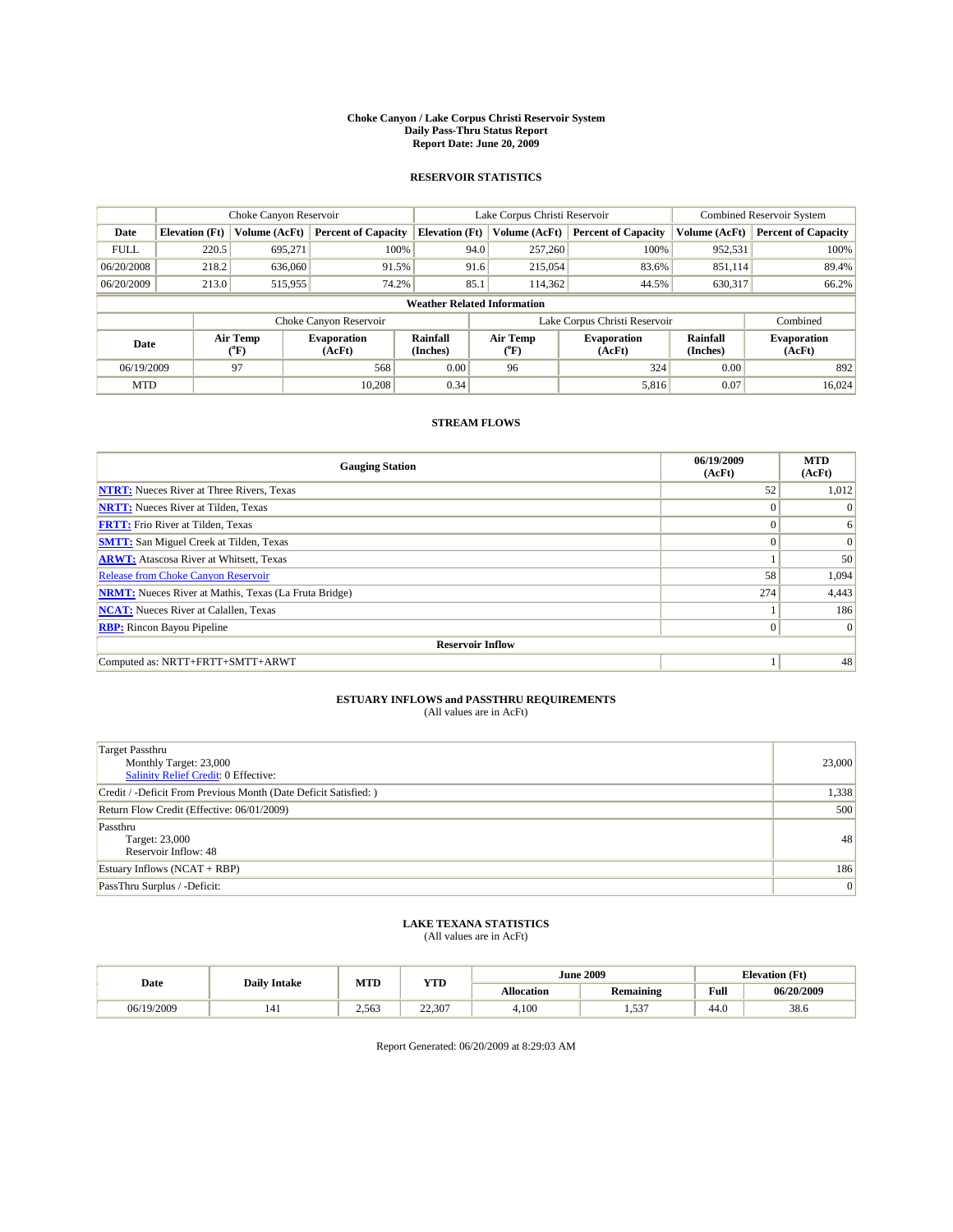# Choke Canyon / Lake Corpus Christi Reservoir System
## Daily Pass-Thru Status Report
### Report Date: June 20, 2009

## RESERVOIR STATISTICS

| | Choke Canyon Reservoir | | | Lake Corpus Christi Reservoir | | | Combined Reservoir System | |
|---|---|---|---|---|---|---|---|---|
| Date | Elevation (Ft) | Volume (AcFt) | Percent of Capacity | Elevation (Ft) | Volume (AcFt) | Percent of Capacity | Volume (AcFt) | Percent of Capacity |
| FULL | 220.5 | 695,271 | 100% | 94.0 | 257,260 | 100% | 952,531 | 100% |
| 06/20/2008 | 218.2 | 636,060 | 91.5% | 91.6 | 215,054 | 83.6% | 851,114 | 89.4% |
| 06/20/2009 | 213.0 | 515,955 | 74.2% | 85.1 | 114,362 | 44.5% | 630,317 | 66.2% |

**Weather Related Information**

| | Choke Canyon Reservoir | | | Lake Corpus Christi Reservoir | | | Combined |
|---|---|---|---|---|---|---|---|
| Date | Air Temp (°F) | Evaporation (AcFt) | Rainfall (Inches) | Air Temp (°F) | Evaporation (AcFt) | Rainfall (Inches) | Evaporation (AcFt) |
| 06/19/2009 | 97 | 568 | 0.00 | 96 | 324 | 0.00 | 892 |
| MTD | | 10,208 | 0.34 | | 5,816 | 0.07 | 16,024 |

## STREAM FLOWS

| Gauging Station | 06/19/2009 (AcFt) | MTD (AcFt) |
|---|---|---|
| NTRT: Nueces River at Three Rivers, Texas | 52 | 1,012 |
| NRTT: Nueces River at Tilden, Texas | 0 | 0 |
| FRTT: Frio River at Tilden, Texas | 0 | 6 |
| SMTT: San Miguel Creek at Tilden, Texas | 0 | 0 |
| ARWT: Atascosa River at Whitsett, Texas | 1 | 50 |
| Release from Choke Canyon Reservoir | 58 | 1,094 |
| NRMT: Nueces River at Mathis, Texas (La Fruta Bridge) | 274 | 4,443 |
| NCAT: Nueces River at Calallen, Texas | 1 | 186 |
| RBP: Rincon Bayou Pipeline | 0 | 0 |
| **Reservoir Inflow** | | |
| Computed as: NRTT+FRTT+SMTT+ARWT | 1 | 48 |

## ESTUARY INFLOWS and PASSTHRU REQUIREMENTS
(All values are in AcFt)

| | |
|---|---|
| Target Passthru<br>Monthly Target: 23,000<br>Salinity Relief Credit: 0 Effective: | 23,000 |
| Credit / -Deficit From Previous Month (Date Deficit Satisfied: ) | 1,338 |
| Return Flow Credit (Effective: 06/01/2009) | 500 |
| Passthru<br>Target: 23,000<br>Reservoir Inflow: 48 | 48 |
| Estuary Inflows (NCAT + RBP) | 186 |
| PassThru Surplus / -Deficit: | 0 |

## LAKE TEXANA STATISTICS
(All values are in AcFt)

| Date | Daily Intake | MTD | YTD | June 2009 | | Elevation (Ft) | |
|---|---|---|---|---|---|---|---|
| | | | | Allocation | Remaining | Full | 06/20/2009 |
| 06/19/2009 | 141 | 2,563 | 22,307 | 4,100 | 1,537 | 44.0 | 38.6 |

Report Generated: 06/20/2009 at 8:29:03 AM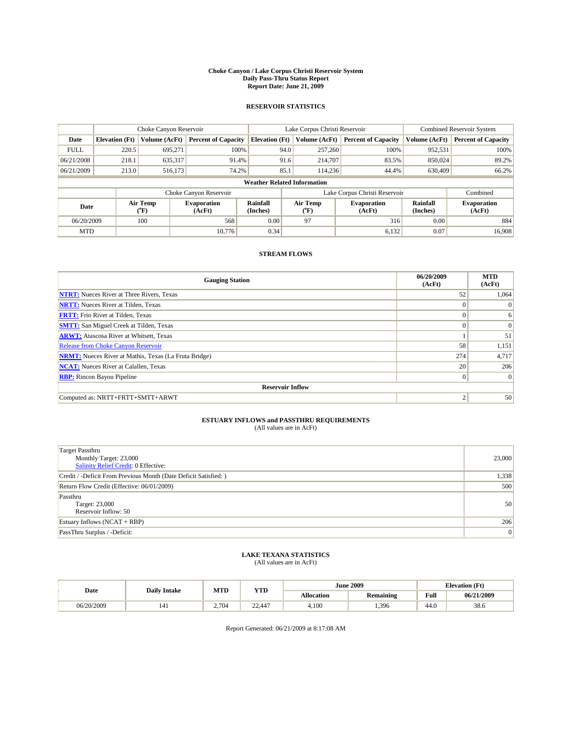# Choke Canyon / Lake Corpus Christi Reservoir System
## Daily Pass-Thru Status Report
### Report Date: June 21, 2009

## RESERVOIR STATISTICS

| | Choke Canyon Reservoir | | | Lake Corpus Christi Reservoir | | | Combined Reservoir System | |
|---|---|---|---|---|---|---|---|---|
| Date | Elevation (Ft) | Volume (AcFt) | Percent of Capacity | Elevation (Ft) | Volume (AcFt) | Percent of Capacity | Volume (AcFt) | Percent of Capacity |
| FULL | 220.5 | 695,271 | 100% | 94.0 | 257,260 | 100% | 952,531 | 100% |
| 06/21/2008 | 218.1 | 635,317 | 91.4% | 91.6 | 214,707 | 83.5% | 850,024 | 89.2% |
| 06/21/2009 | 213.0 | 516,173 | 74.2% | 85.1 | 114,236 | 44.4% | 630,409 | 66.2% |

**Weather Related Information**

| | Choke Canyon Reservoir | | | Lake Corpus Christi Reservoir | | | Combined |
|---|---|---|---|---|---|---|---|
| Date | Air Temp (°F) | Evaporation (AcFt) | Rainfall (Inches) | Air Temp (°F) | Evaporation (AcFt) | Rainfall (Inches) | Evaporation (AcFt) |
| 06/20/2009 | 100 | 568 | 0.00 | 97 | 316 | 0.00 | 884 |
| MTD | | 10,776 | 0.34 | | 6,132 | 0.07 | 16,908 |

## STREAM FLOWS

| Gauging Station | 06/20/2009 (AcFt) | MTD (AcFt) |
|---|---|---|
| NTRT: Nueces River at Three Rivers, Texas | 52 | 1,064 |
| NRTT: Nueces River at Tilden, Texas | 0 | 0 |
| FRTT: Frio River at Tilden, Texas | 0 | 6 |
| SMTT: San Miguel Creek at Tilden, Texas | 0 | 0 |
| ARWT: Atascosa River at Whitsett, Texas | 1 | 51 |
| Release from Choke Canyon Reservoir | 58 | 1,151 |
| NRMT: Nueces River at Mathis, Texas (La Fruta Bridge) | 274 | 4,717 |
| NCAT: Nueces River at Calallen, Texas | 20 | 206 |
| RBP: Rincon Bayou Pipeline | 0 | 0 |
| **Reservoir Inflow** | | |
| Computed as: NRTT+FRTT+SMTT+ARWT | 2 | 50 |

## ESTUARY INFLOWS and PASSTHRU REQUIREMENTS
(All values are in AcFt)

| | |
|---|---|
| Target Passthru<br>Monthly Target: 23,000<br>Salinity Relief Credit: 0 Effective: | 23,000 |
| Credit / -Deficit From Previous Month (Date Deficit Satisfied: ) | 1,338 |
| Return Flow Credit (Effective: 06/01/2009) | 500 |
| Passthru<br>Target: 23,000<br>Reservoir Inflow: 50 | 50 |
| Estuary Inflows (NCAT + RBP) | 206 |
| PassThru Surplus / -Deficit: | 0 |

## LAKE TEXANA STATISTICS
(All values are in AcFt)

| Date | Daily Intake | MTD | YTD | June 2009 | | Elevation (Ft) | |
|---|---|---|---|---|---|---|---|
| | | | | Allocation | Remaining | Full | 06/21/2009 |
| 06/20/2009 | 141 | 2,704 | 22,447 | 4,100 | 1,396 | 44.0 | 38.6 |

Report Generated: 06/21/2009 at 8:17:08 AM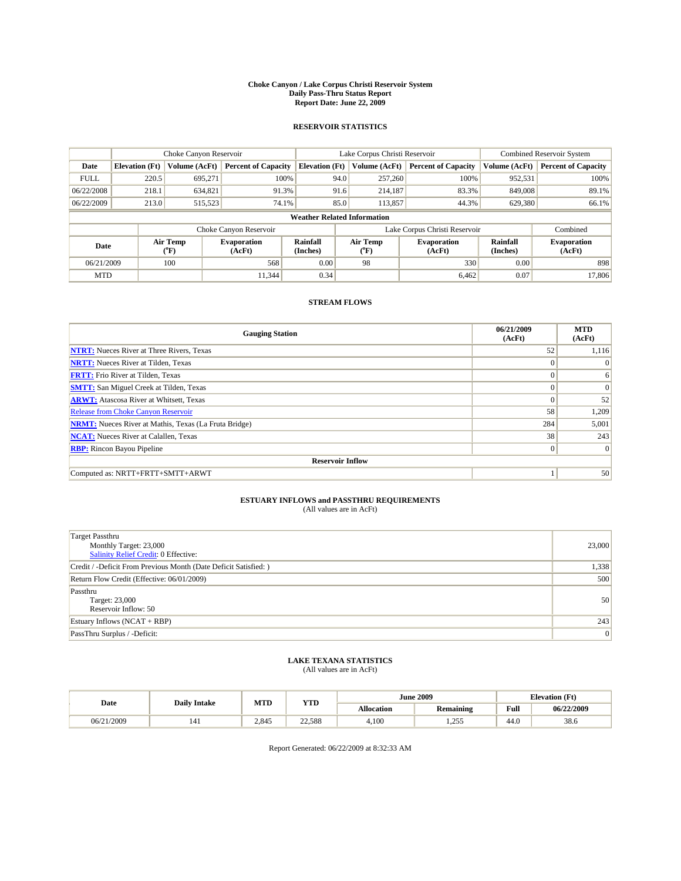# Choke Canyon / Lake Corpus Christi Reservoir System
## Daily Pass-Thru Status Report
### Report Date: June 22, 2009

## RESERVOIR STATISTICS

| | Choke Canyon Reservoir | | | Lake Corpus Christi Reservoir | | | Combined Reservoir System | |
|---|---|---|---|---|---|---|---|---|
| Date | Elevation (Ft) | Volume (AcFt) | Percent of Capacity | Elevation (Ft) | Volume (AcFt) | Percent of Capacity | Volume (AcFt) | Percent of Capacity |
| FULL | 220.5 | 695,271 | 100% | 94.0 | 257,260 | 100% | 952,531 | 100% |
| 06/22/2008 | 218.1 | 634,821 | 91.3% | 91.6 | 214,187 | 83.3% | 849,008 | 89.1% |
| 06/22/2009 | 213.0 | 515,523 | 74.1% | 85.0 | 113,857 | 44.3% | 629,380 | 66.1% |

**Weather Related Information**

| | Choke Canyon Reservoir | | | Lake Corpus Christi Reservoir | | | Combined |
|---|---|---|---|---|---|---|---|
| Date | Air Temp (°F) | Evaporation (AcFt) | Rainfall (Inches) | Air Temp (°F) | Evaporation (AcFt) | Rainfall (Inches) | Evaporation (AcFt) |
| 06/21/2009 | 100 | 568 | 0.00 | 98 | 330 | 0.00 | 898 |
| MTD | | 11,344 | 0.34 | | 6,462 | 0.07 | 17,806 |

## STREAM FLOWS

| Gauging Station | 06/21/2009 (AcFt) | MTD (AcFt) |
|---|---|---|
| NTRT: Nueces River at Three Rivers, Texas | 52 | 1,116 |
| NRTT: Nueces River at Tilden, Texas | 0 | 0 |
| FRTT: Frio River at Tilden, Texas | 0 | 6 |
| SMTT: San Miguel Creek at Tilden, Texas | 0 | 0 |
| ARWT: Atascosa River at Whitsett, Texas | 0 | 52 |
| Release from Choke Canyon Reservoir | 58 | 1,209 |
| NRMT: Nueces River at Mathis, Texas (La Fruta Bridge) | 284 | 5,001 |
| NCAT: Nueces River at Calallen, Texas | 38 | 243 |
| RBP: Rincon Bayou Pipeline | 0 | 0 |
| **Reservoir Inflow** | | |
| Computed as: NRTT+FRTT+SMTT+ARWT | 1 | 50 |

## ESTUARY INFLOWS and PASSTHRU REQUIREMENTS
(All values are in AcFt)

| | |
|---|---|
| Target Passthru<br>Monthly Target: 23,000<br>Salinity Relief Credit: 0 Effective: | 23,000 |
| Credit / -Deficit From Previous Month (Date Deficit Satisfied: ) | 1,338 |
| Return Flow Credit (Effective: 06/01/2009) | 500 |
| Passthru<br>Target: 23,000<br>Reservoir Inflow: 50 | 50 |
| Estuary Inflows (NCAT + RBP) | 243 |
| PassThru Surplus / -Deficit: | 0 |

## LAKE TEXANA STATISTICS
(All values are in AcFt)

| Date | Daily Intake | MTD | YTD | June 2009 | | Elevation (Ft) | |
|---|---|---|---|---|---|---|---|
| | | | | Allocation | Remaining | Full | 06/22/2009 |
| 06/21/2009 | 141 | 2,845 | 22,588 | 4,100 | 1,255 | 44.0 | 38.6 |

Report Generated: 06/22/2009 at 8:32:33 AM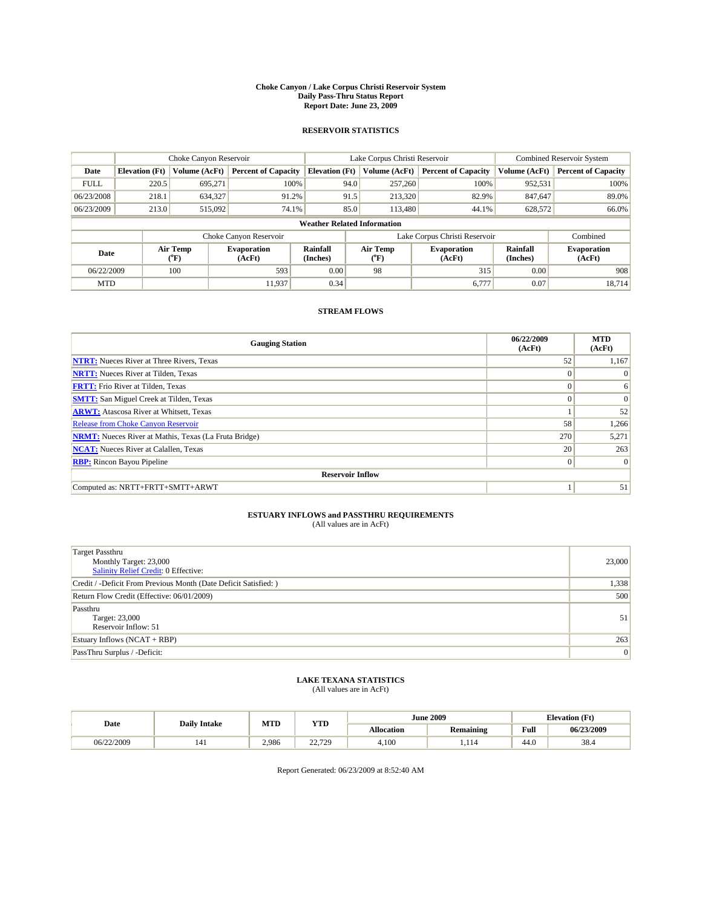# Choke Canyon / Lake Corpus Christi Reservoir System
## Daily Pass-Thru Status Report
### Report Date: June 23, 2009

## RESERVOIR STATISTICS

| | Choke Canyon Reservoir | | | Lake Corpus Christi Reservoir | | | Combined Reservoir System | |
|---|---|---|---|---|---|---|---|---|
| Date | Elevation (Ft) | Volume (AcFt) | Percent of Capacity | Elevation (Ft) | Volume (AcFt) | Percent of Capacity | Volume (AcFt) | Percent of Capacity |
| FULL | 220.5 | 695,271 | 100% | 94.0 | 257,260 | 100% | 952,531 | 100% |
| 06/23/2008 | 218.1 | 634,327 | 91.2% | 91.5 | 213,320 | 82.9% | 847,647 | 89.0% |
| 06/23/2009 | 213.0 | 515,092 | 74.1% | 85.0 | 113,480 | 44.1% | 628,572 | 66.0% |

**Weather Related Information**

| | Choke Canyon Reservoir | | | Lake Corpus Christi Reservoir | | | Combined |
|---|---|---|---|---|---|---|---|
| Date | Air Temp (°F) | Evaporation (AcFt) | Rainfall (Inches) | Air Temp (°F) | Evaporation (AcFt) | Rainfall (Inches) | Evaporation (AcFt) |
| 06/22/2009 | 100 | 593 | 0.00 | 98 | 315 | 0.00 | 908 |
| MTD | | 11,937 | 0.34 | | 6,777 | 0.07 | 18,714 |

## STREAM FLOWS

| Gauging Station | 06/22/2009 (AcFt) | MTD (AcFt) |
|---|---|---|
| **NTRT:** Nueces River at Three Rivers, Texas | 52 | 1,167 |
| **NRTT:** Nueces River at Tilden, Texas | 0 | 0 |
| **FRTT:** Frio River at Tilden, Texas | 0 | 6 |
| **SMTT:** San Miguel Creek at Tilden, Texas | 0 | 0 |
| **ARWT:** Atascosa River at Whitsett, Texas | 1 | 52 |
| Release from Choke Canyon Reservoir | 58 | 1,266 |
| **NRMT:** Nueces River at Mathis, Texas (La Fruta Bridge) | 270 | 5,271 |
| **NCAT:** Nueces River at Calallen, Texas | 20 | 263 |
| **RBP:** Rincon Bayou Pipeline | 0 | 0 |
| **Reservoir Inflow** | | |
| Computed as: NRTT+FRTT+SMTT+ARWT | 1 | 51 |

## ESTUARY INFLOWS and PASSTHRU REQUIREMENTS
(All values are in AcFt)

| | |
|---|---|
| Target Passthru<br>Monthly Target: 23,000<br>Salinity Relief Credit: 0 Effective: | 23,000 |
| Credit / -Deficit From Previous Month (Date Deficit Satisfied: ) | 1,338 |
| Return Flow Credit (Effective: 06/01/2009) | 500 |
| Passthru<br>Target: 23,000<br>Reservoir Inflow: 51 | 51 |
| Estuary Inflows (NCAT + RBP) | 263 |
| PassThru Surplus / -Deficit: | 0 |

## LAKE TEXANA STATISTICS
(All values are in AcFt)

| Date | Daily Intake | MTD | YTD | June 2009 | | Elevation (Ft) | |
|---|---|---|---|---|---|---|---|
| | | | | Allocation | Remaining | Full | 06/23/2009 |
| 06/22/2009 | 141 | 2,986 | 22,729 | 4,100 | 1,114 | 44.0 | 38.4 |

Report Generated: 06/23/2009 at 8:52:40 AM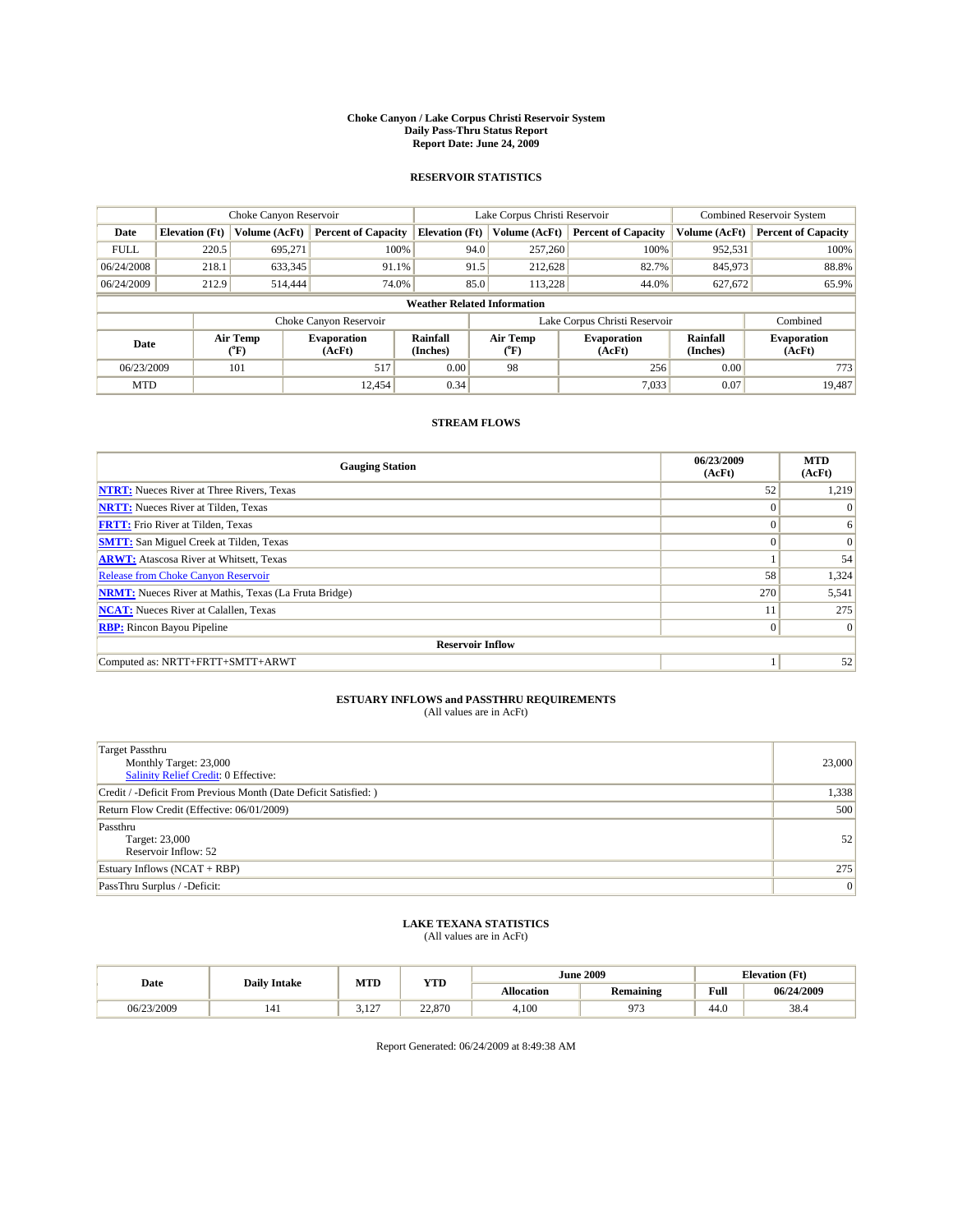# Choke Canyon / Lake Corpus Christi Reservoir System
## Daily Pass-Thru Status Report
## Report Date: June 24, 2009

### RESERVOIR STATISTICS

| | Choke Canyon Reservoir | | | Lake Corpus Christi Reservoir | | | Combined Reservoir System | |
|---|---|---|---|---|---|---|---|---|
| Date | Elevation (Ft) | Volume (AcFt) | Percent of Capacity | Elevation (Ft) | Volume (AcFt) | Percent of Capacity | Volume (AcFt) | Percent of Capacity |
| FULL | 220.5 | 695,271 | 100% | 94.0 | 257,260 | 100% | 952,531 | 100% |
| 06/24/2008 | 218.1 | 633,345 | 91.1% | 91.5 | 212,628 | 82.7% | 845,973 | 88.8% |
| 06/24/2009 | 212.9 | 514,444 | 74.0% | 85.0 | 113,228 | 44.0% | 627,672 | 65.9% |

**Weather Related Information**

| | Choke Canyon Reservoir | | | Lake Corpus Christi Reservoir | | | Combined |
|---|---|---|---|---|---|---|---|
| Date | Air Temp (°F) | Evaporation (AcFt) | Rainfall (Inches) | Air Temp (°F) | Evaporation (AcFt) | Rainfall (Inches) | Evaporation (AcFt) |
| 06/23/2009 | 101 | 517 | 0.00 | 98 | 256 | 0.00 | 773 |
| MTD | | 12,454 | 0.34 | | 7,033 | 0.07 | 19,487 |

### STREAM FLOWS

| Gauging Station | 06/23/2009 (AcFt) | MTD (AcFt) |
|---|---|---|
| NTRT: Nueces River at Three Rivers, Texas | 52 | 1,219 |
| NRTT: Nueces River at Tilden, Texas | 0 | 0 |
| FRTT: Frio River at Tilden, Texas | 0 | 6 |
| SMTT: San Miguel Creek at Tilden, Texas | 0 | 0 |
| ARWT: Atascosa River at Whitsett, Texas | 1 | 54 |
| Release from Choke Canyon Reservoir | 58 | 1,324 |
| NRMT: Nueces River at Mathis, Texas (La Fruta Bridge) | 270 | 5,541 |
| NCAT: Nueces River at Calallen, Texas | 11 | 275 |
| RBP: Rincon Bayou Pipeline | 0 | 0 |
| **Reservoir Inflow** | | |
| Computed as: NRTT+FRTT+SMTT+ARWT | 1 | 52 |

### ESTUARY INFLOWS and PASSTHRU REQUIREMENTS
(All values are in AcFt)

| | |
|---|---|
| Target Passthru<br>Monthly Target: 23,000<br>Salinity Relief Credit: 0 Effective: | 23,000 |
| Credit / -Deficit From Previous Month (Date Deficit Satisfied: ) | 1,338 |
| Return Flow Credit (Effective: 06/01/2009) | 500 |
| Passthru<br>Target: 23,000<br>Reservoir Inflow: 52 | 52 |
| Estuary Inflows (NCAT + RBP) | 275 |
| PassThru Surplus / -Deficit: | 0 |

### LAKE TEXANA STATISTICS
(All values are in AcFt)

| Date | Daily Intake | MTD | YTD | June 2009 | | Elevation (Ft) | |
|---|---|---|---|---|---|---|---|
| | | | | Allocation | Remaining | Full | 06/24/2009 |
| 06/23/2009 | 141 | 3,127 | 22,870 | 4,100 | 973 | 44.0 | 38.4 |

Report Generated: 06/24/2009 at 8:49:38 AM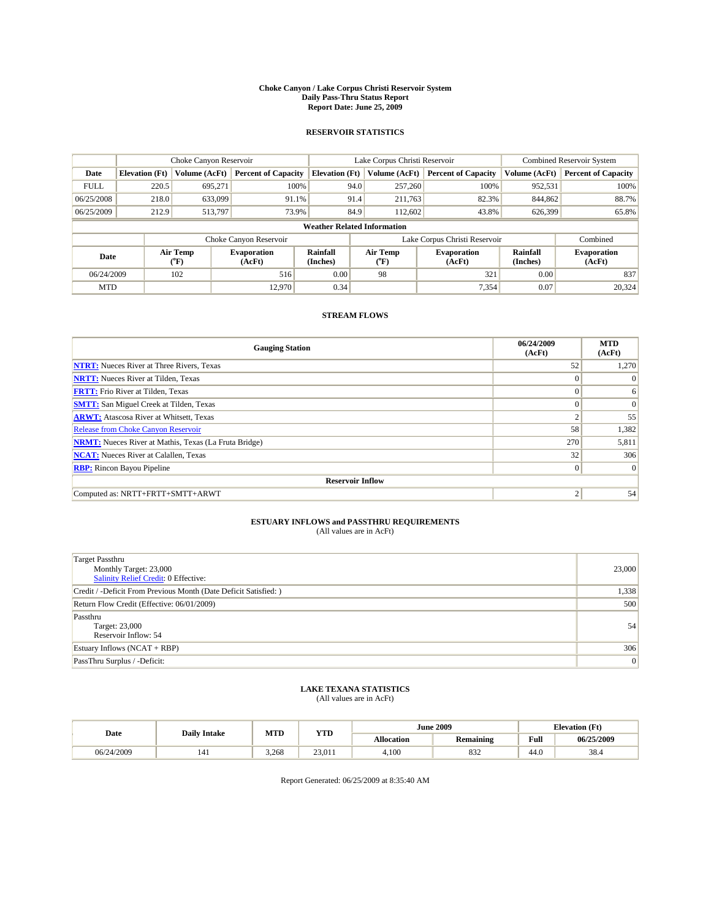**Choke Canyon / Lake Corpus Christi Reservoir System**
**Daily Pass-Thru Status Report**
**Report Date: June 25, 2009**

## RESERVOIR STATISTICS

| | Choke Canyon Reservoir | | | Lake Corpus Christi Reservoir | | | Combined Reservoir System | |
|---|---|---|---|---|---|---|---|---|
| **Date** | **Elevation (Ft)** | **Volume (AcFt)** | **Percent of Capacity** | **Elevation (Ft)** | **Volume (AcFt)** | **Percent of Capacity** | **Volume (AcFt)** | **Percent of Capacity** |
| FULL | 220.5 | 695,271 | 100% | 94.0 | 257,260 | 100% | 952,531 | 100% |
| 06/25/2008 | 218.0 | 633,099 | 91.1% | 91.4 | 211,763 | 82.3% | 844,862 | 88.7% |
| 06/25/2009 | 212.9 | 513,797 | 73.9% | 84.9 | 112,602 | 43.8% | 626,399 | 65.8% |

**Weather Related Information**

| | Choke Canyon Reservoir | | | Lake Corpus Christi Reservoir | | | Combined |
|---|---|---|---|---|---|---|---|
| **Date** | **Air Temp (°F)** | **Evaporation (AcFt)** | **Rainfall (Inches)** | **Air Temp (°F)** | **Evaporation (AcFt)** | **Rainfall (Inches)** | **Evaporation (AcFt)** |
| 06/24/2009 | 102 | 516 | 0.00 | 98 | 321 | 0.00 | 837 |
| MTD | | 12,970 | 0.34 | | 7,354 | 0.07 | 20,324 |

## STREAM FLOWS

| Gauging Station | 06/24/2009 (AcFt) | MTD (AcFt) |
|---|---|---|
| NTRT: Nueces River at Three Rivers, Texas | 52 | 1,270 |
| NRTT: Nueces River at Tilden, Texas | 0 | 0 |
| FRTT: Frio River at Tilden, Texas | 0 | 6 |
| SMTT: San Miguel Creek at Tilden, Texas | 0 | 0 |
| ARWT: Atascosa River at Whitsett, Texas | 2 | 55 |
| Release from Choke Canyon Reservoir | 58 | 1,382 |
| NRMT: Nueces River at Mathis, Texas (La Fruta Bridge) | 270 | 5,811 |
| NCAT: Nueces River at Calallen, Texas | 32 | 306 |
| RBP: Rincon Bayou Pipeline | 0 | 0 |
| **Reservoir Inflow** | | |
| Computed as: NRTT+FRTT+SMTT+ARWT | 2 | 54 |

## ESTUARY INFLOWS and PASSTHRU REQUIREMENTS

(All values are in AcFt)

| | |
|---|---|
| Target Passthru<br>Monthly Target: 23,000<br>Salinity Relief Credit: 0 Effective: | 23,000 |
| Credit / -Deficit From Previous Month (Date Deficit Satisfied: ) | 1,338 |
| Return Flow Credit (Effective: 06/01/2009) | 500 |
| Passthru<br>Target: 23,000<br>Reservoir Inflow: 54 | 54 |
| Estuary Inflows (NCAT + RBP) | 306 |
| PassThru Surplus / -Deficit: | 0 |

## LAKE TEXANA STATISTICS

(All values are in AcFt)

| Date | Daily Intake | MTD | YTD | June 2009 | | Elevation (Ft) | |
|---|---|---|---|---|---|---|---|
| | | | | **Allocation** | **Remaining** | **Full** | **06/25/2009** |
| 06/24/2009 | 141 | 3,268 | 23,011 | 4,100 | 832 | 44.0 | 38.4 |

Report Generated: 06/25/2009 at 8:35:40 AM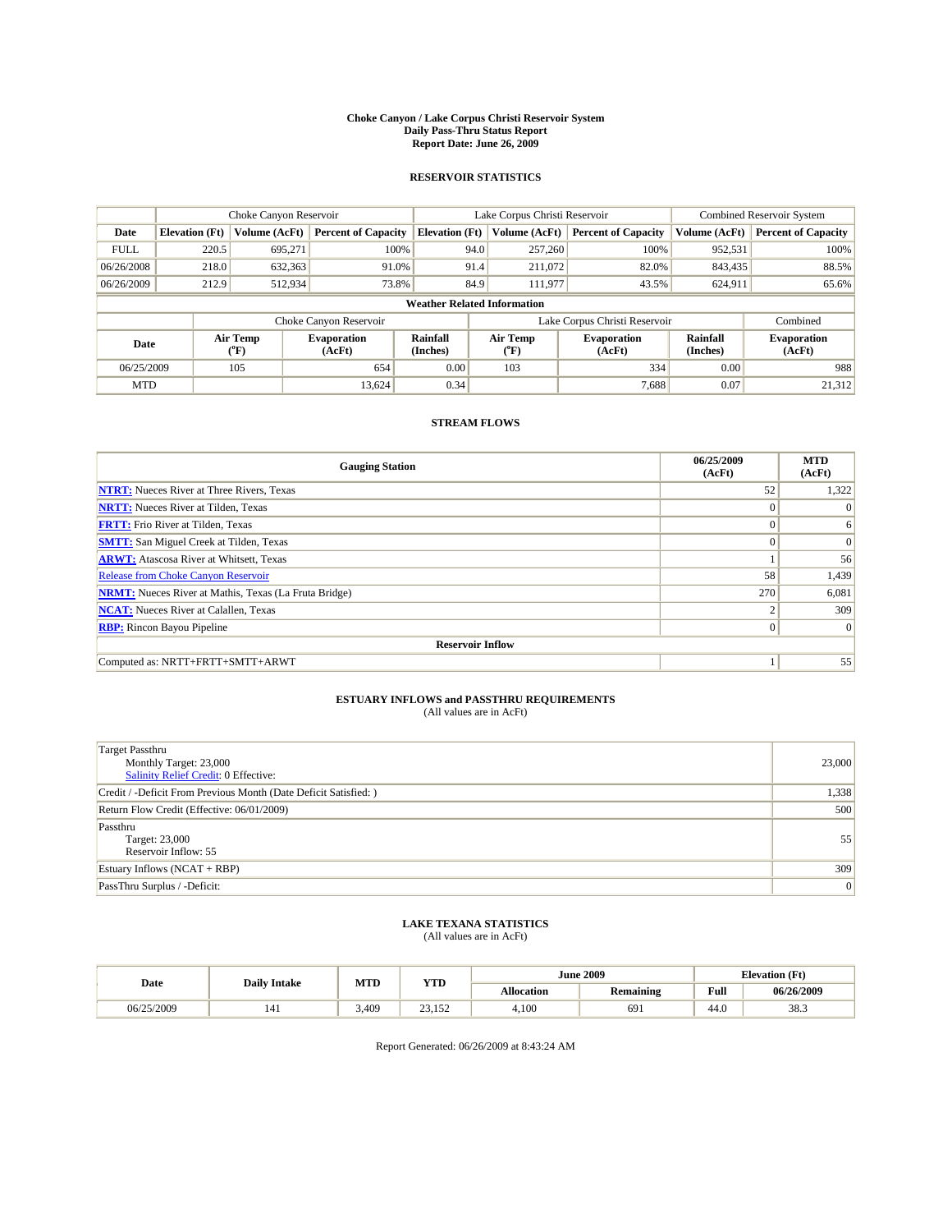# Choke Canyon / Lake Corpus Christi Reservoir System
## Daily Pass-Thru Status Report
## Report Date: June 26, 2009

### RESERVOIR STATISTICS

| | Choke Canyon Reservoir | | | Lake Corpus Christi Reservoir | | | Combined Reservoir System | |
|---|---|---|---|---|---|---|---|---|
| Date | Elevation (Ft) | Volume (AcFt) | Percent of Capacity | Elevation (Ft) | Volume (AcFt) | Percent of Capacity | Volume (AcFt) | Percent of Capacity |
| FULL | 220.5 | 695,271 | 100% | 94.0 | 257,260 | 100% | 952,531 | 100% |
| 06/26/2008 | 218.0 | 632,363 | 91.0% | 91.4 | 211,072 | 82.0% | 843,435 | 88.5% |
| 06/26/2009 | 212.9 | 512,934 | 73.8% | 84.9 | 111,977 | 43.5% | 624,911 | 65.6% |

**Weather Related Information**

| | Choke Canyon Reservoir | | | Lake Corpus Christi Reservoir | | | Combined |
|---|---|---|---|---|---|---|---|
| Date | Air Temp (°F) | Evaporation (AcFt) | Rainfall (Inches) | Air Temp (°F) | Evaporation (AcFt) | Rainfall (Inches) | Evaporation (AcFt) |
| 06/25/2009 | 105 | 654 | 0.00 | 103 | 334 | 0.00 | 988 |
| MTD | | 13,624 | 0.34 | | 7,688 | 0.07 | 21,312 |

### STREAM FLOWS

| Gauging Station | 06/25/2009 (AcFt) | MTD (AcFt) |
|---|---|---|
| **NTRT:** Nueces River at Three Rivers, Texas | 52 | 1,322 |
| **NRTT:** Nueces River at Tilden, Texas | 0 | 0 |
| **FRTT:** Frio River at Tilden, Texas | 0 | 6 |
| **SMTT:** San Miguel Creek at Tilden, Texas | 0 | 0 |
| **ARWT:** Atascosa River at Whitsett, Texas | 1 | 56 |
| Release from Choke Canyon Reservoir | 58 | 1,439 |
| **NRMT:** Nueces River at Mathis, Texas (La Fruta Bridge) | 270 | 6,081 |
| **NCAT:** Nueces River at Calallen, Texas | 2 | 309 |
| **RBP:** Rincon Bayou Pipeline | 0 | 0 |
| **Reservoir Inflow** | | |
| Computed as: NRTT+FRTT+SMTT+ARWT | 1 | 55 |

### ESTUARY INFLOWS and PASSTHRU REQUIREMENTS
(All values are in AcFt)

| | |
|---|---|
| Target Passthru<br>Monthly Target: 23,000<br>Salinity Relief Credit: 0 Effective: | 23,000 |
| Credit / -Deficit From Previous Month (Date Deficit Satisfied: ) | 1,338 |
| Return Flow Credit (Effective: 06/01/2009) | 500 |
| Passthru<br>Target: 23,000<br>Reservoir Inflow: 55 | 55 |
| Estuary Inflows (NCAT + RBP) | 309 |
| PassThru Surplus / -Deficit: | 0 |

### LAKE TEXANA STATISTICS
(All values are in AcFt)

| Date | Daily Intake | MTD | YTD | June 2009 | | Elevation (Ft) | |
|---|---|---|---|---|---|---|---|
| | | | | Allocation | Remaining | Full | 06/26/2009 |
| 06/25/2009 | 141 | 3,409 | 23,152 | 4,100 | 691 | 44.0 | 38.3 |

Report Generated: 06/26/2009 at 8:43:24 AM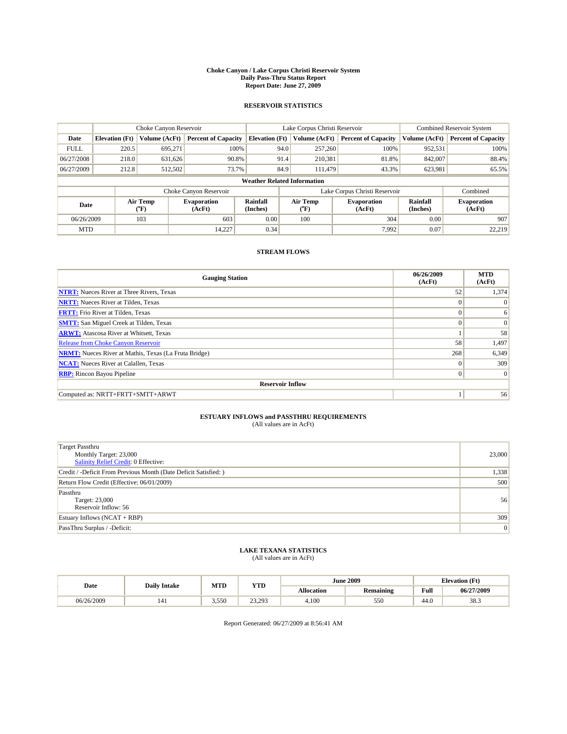# Choke Canyon / Lake Corpus Christi Reservoir System
## Daily Pass-Thru Status Report
### Report Date: June 27, 2009

## RESERVOIR STATISTICS

| | Choke Canyon Reservoir | | | Lake Corpus Christi Reservoir | | | Combined Reservoir System | |
|---|---|---|---|---|---|---|---|---|
| Date | Elevation (Ft) | Volume (AcFt) | Percent of Capacity | Elevation (Ft) | Volume (AcFt) | Percent of Capacity | Volume (AcFt) | Percent of Capacity |
| FULL | 220.5 | 695,271 | 100% | 94.0 | 257,260 | 100% | 952,531 | 100% |
| 06/27/2008 | 218.0 | 631,626 | 90.8% | 91.4 | 210,381 | 81.8% | 842,007 | 88.4% |
| 06/27/2009 | 212.8 | 512,502 | 73.7% | 84.9 | 111,479 | 43.3% | 623,981 | 65.5% |

**Weather Related Information**

| | Choke Canyon Reservoir | | | Lake Corpus Christi Reservoir | | | Combined |
|---|---|---|---|---|---|---|---|
| Date | Air Temp (°F) | Evaporation (AcFt) | Rainfall (Inches) | Air Temp (°F) | Evaporation (AcFt) | Rainfall (Inches) | Evaporation (AcFt) |
| 06/26/2009 | 103 | 603 | 0.00 | 100 | 304 | 0.00 | 907 |
| MTD | | 14,227 | 0.34 | | 7,992 | 0.07 | 22,219 |

## STREAM FLOWS

| Gauging Station | 06/26/2009 (AcFt) | MTD (AcFt) |
|---|---|---|
| NTRT: Nueces River at Three Rivers, Texas | 52 | 1,374 |
| NRTT: Nueces River at Tilden, Texas | 0 | 0 |
| FRTT: Frio River at Tilden, Texas | 0 | 6 |
| SMTT: San Miguel Creek at Tilden, Texas | 0 | 0 |
| ARWT: Atascosa River at Whitsett, Texas | 1 | 58 |
| Release from Choke Canyon Reservoir | 58 | 1,497 |
| NRMT: Nueces River at Mathis, Texas (La Fruta Bridge) | 268 | 6,349 |
| NCAT: Nueces River at Calallen, Texas | 0 | 309 |
| RBP: Rincon Bayou Pipeline | 0 | 0 |
| **Reservoir Inflow** | | |
| Computed as: NRTT+FRTT+SMTT+ARWT | 1 | 56 |

## ESTUARY INFLOWS and PASSTHRU REQUIREMENTS
(All values are in AcFt)

| | |
|---|---|
| Target Passthru<br>Monthly Target: 23,000<br>Salinity Relief Credit: 0 Effective: | 23,000 |
| Credit / -Deficit From Previous Month (Date Deficit Satisfied: ) | 1,338 |
| Return Flow Credit (Effective: 06/01/2009) | 500 |
| Passthru<br>Target: 23,000<br>Reservoir Inflow: 56 | 56 |
| Estuary Inflows (NCAT + RBP) | 309 |
| PassThru Surplus / -Deficit: | 0 |

## LAKE TEXANA STATISTICS
(All values are in AcFt)

| Date | Daily Intake | MTD | YTD | June 2009 | | Elevation (Ft) | |
|---|---|---|---|---|---|---|---|
| | | | | Allocation | Remaining | Full | 06/27/2009 |
| 06/26/2009 | 141 | 3,550 | 23,293 | 4,100 | 550 | 44.0 | 38.3 |

Report Generated: 06/27/2009 at 8:56:41 AM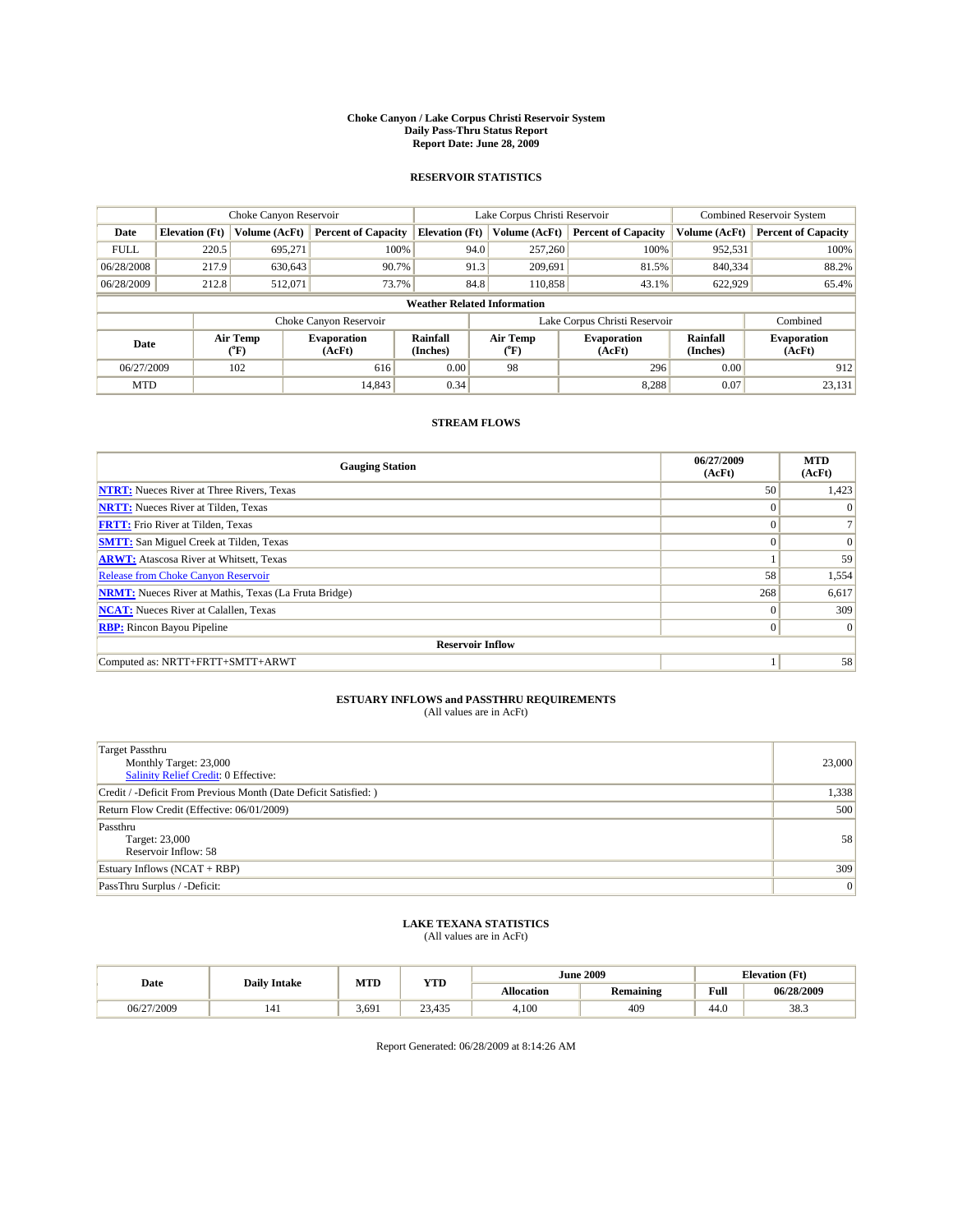# Choke Canyon / Lake Corpus Christi Reservoir System
## Daily Pass-Thru Status Report
## Report Date: June 28, 2009

### RESERVOIR STATISTICS

| | Choke Canyon Reservoir | | | Lake Corpus Christi Reservoir | | | Combined Reservoir System | |
|---|---|---|---|---|---|---|---|---|
| Date | Elevation (Ft) | Volume (AcFt) | Percent of Capacity | Elevation (Ft) | Volume (AcFt) | Percent of Capacity | Volume (AcFt) | Percent of Capacity |
| FULL | 220.5 | 695,271 | 100% | 94.0 | 257,260 | 100% | 952,531 | 100% |
| 06/28/2008 | 217.9 | 630,643 | 90.7% | 91.3 | 209,691 | 81.5% | 840,334 | 88.2% |
| 06/28/2009 | 212.8 | 512,071 | 73.7% | 84.8 | 110,858 | 43.1% | 622,929 | 65.4% |

**Weather Related Information**

| | Choke Canyon Reservoir | | | Lake Corpus Christi Reservoir | | | Combined |
|---|---|---|---|---|---|---|---|
| Date | Air Temp (°F) | Evaporation (AcFt) | Rainfall (Inches) | Air Temp (°F) | Evaporation (AcFt) | Rainfall (Inches) | Evaporation (AcFt) |
| 06/27/2009 | 102 | 616 | 0.00 | 98 | 296 | 0.00 | 912 |
| MTD | | 14,843 | 0.34 | | 8,288 | 0.07 | 23,131 |

### STREAM FLOWS

| Gauging Station | 06/27/2009 (AcFt) | MTD (AcFt) |
|---|---|---|
| **NTRT:** Nueces River at Three Rivers, Texas | 50 | 1,423 |
| **NRTT:** Nueces River at Tilden, Texas | 0 | 0 |
| **FRTT:** Frio River at Tilden, Texas | 0 | 7 |
| **SMTT:** San Miguel Creek at Tilden, Texas | 0 | 0 |
| **ARWT:** Atascosa River at Whitsett, Texas | 1 | 59 |
| Release from Choke Canyon Reservoir | 58 | 1,554 |
| **NRMT:** Nueces River at Mathis, Texas (La Fruta Bridge) | 268 | 6,617 |
| **NCAT:** Nueces River at Calallen, Texas | 0 | 309 |
| **RBP:** Rincon Bayou Pipeline | 0 | 0 |
| **Reservoir Inflow** | | |
| Computed as: NRTT+FRTT+SMTT+ARWT | 1 | 58 |

### ESTUARY INFLOWS and PASSTHRU REQUIREMENTS
(All values are in AcFt)

| | |
|---|---|
| Target Passthru<br>Monthly Target: 23,000<br>Salinity Relief Credit: 0 Effective: | 23,000 |
| Credit / -Deficit From Previous Month (Date Deficit Satisfied: ) | 1,338 |
| Return Flow Credit (Effective: 06/01/2009) | 500 |
| Passthru<br>Target: 23,000<br>Reservoir Inflow: 58 | 58 |
| Estuary Inflows (NCAT + RBP) | 309 |
| PassThru Surplus / -Deficit: | 0 |

### LAKE TEXANA STATISTICS
(All values are in AcFt)

| Date | Daily Intake | MTD | YTD | June 2009 | | Elevation (Ft) | |
|---|---|---|---|---|---|---|---|
| | | | | Allocation | Remaining | Full | 06/28/2009 |
| 06/27/2009 | 141 | 3,691 | 23,435 | 4,100 | 409 | 44.0 | 38.3 |

Report Generated: 06/28/2009 at 8:14:26 AM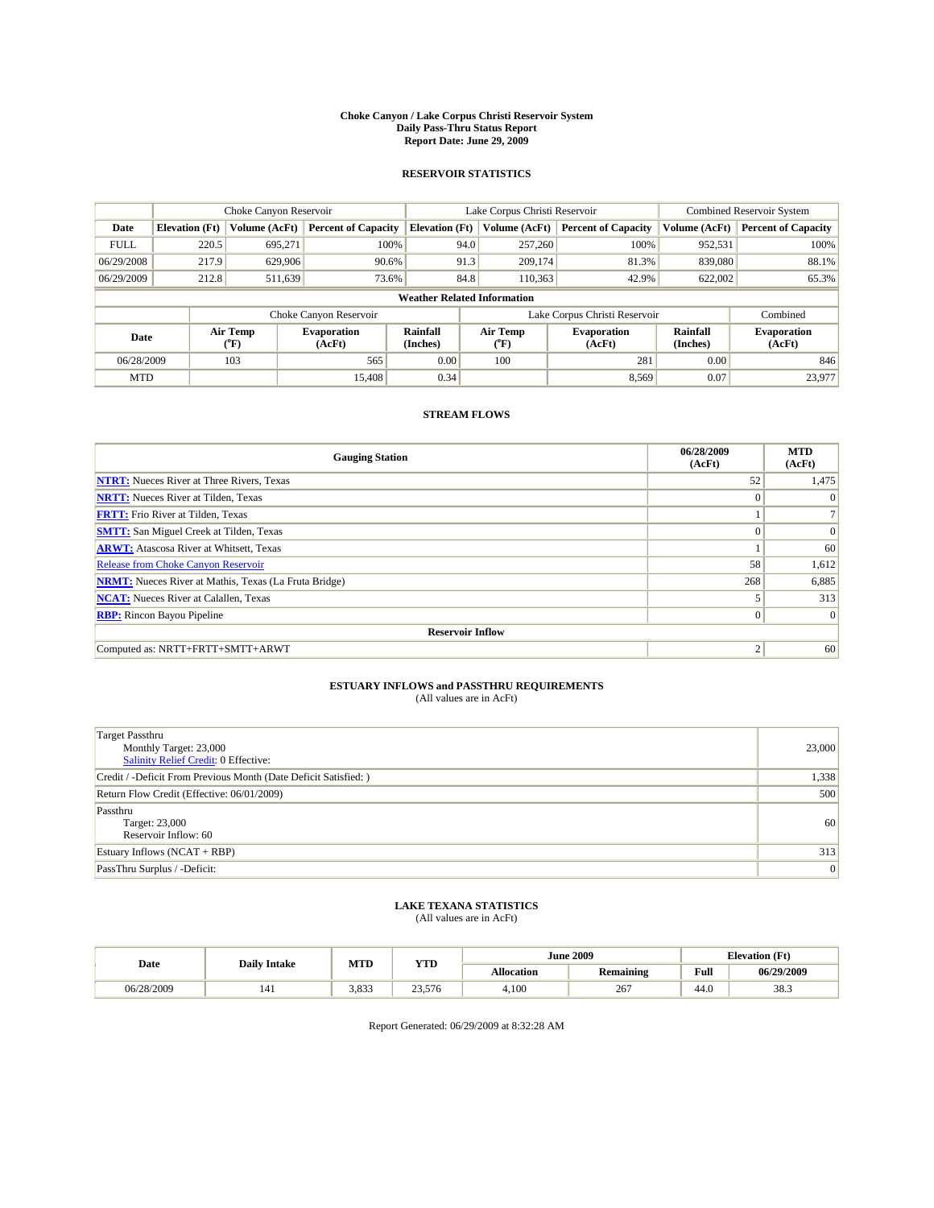# Choke Canyon / Lake Corpus Christi Reservoir System
## Daily Pass-Thru Status Report
## Report Date: June 29, 2009

### RESERVOIR STATISTICS

| | Choke Canyon Reservoir | | | Lake Corpus Christi Reservoir | | | Combined Reservoir System | |
|---|---|---|---|---|---|---|---|---|
| Date | Elevation (Ft) | Volume (AcFt) | Percent of Capacity | Elevation (Ft) | Volume (AcFt) | Percent of Capacity | Volume (AcFt) | Percent of Capacity |
| FULL | 220.5 | 695,271 | 100% | 94.0 | 257,260 | 100% | 952,531 | 100% |
| 06/29/2008 | 217.9 | 629,906 | 90.6% | 91.3 | 209,174 | 81.3% | 839,080 | 88.1% |
| 06/29/2009 | 212.8 | 511,639 | 73.6% | 84.8 | 110,363 | 42.9% | 622,002 | 65.3% |

**Weather Related Information**

| | Choke Canyon Reservoir | | | Lake Corpus Christi Reservoir | | | Combined |
|---|---|---|---|---|---|---|---|
| Date | Air Temp (°F) | Evaporation (AcFt) | Rainfall (Inches) | Air Temp (°F) | Evaporation (AcFt) | Rainfall (Inches) | Evaporation (AcFt) |
| 06/28/2009 | 103 | 565 | 0.00 | 100 | 281 | 0.00 | 846 |
| MTD | | 15,408 | 0.34 | | 8,569 | 0.07 | 23,977 |

### STREAM FLOWS

| Gauging Station | 06/28/2009 (AcFt) | MTD (AcFt) |
|---|---|---|
| NTRT: Nueces River at Three Rivers, Texas | 52 | 1,475 |
| NRTT: Nueces River at Tilden, Texas | 0 | 0 |
| FRTT: Frio River at Tilden, Texas | 1 | 7 |
| SMTT: San Miguel Creek at Tilden, Texas | 0 | 0 |
| ARWT: Atascosa River at Whitsett, Texas | 1 | 60 |
| Release from Choke Canyon Reservoir | 58 | 1,612 |
| NRMT: Nueces River at Mathis, Texas (La Fruta Bridge) | 268 | 6,885 |
| NCAT: Nueces River at Calallen, Texas | 5 | 313 |
| RBP: Rincon Bayou Pipeline | 0 | 0 |
| **Reservoir Inflow** | | |
| Computed as: NRTT+FRTT+SMTT+ARWT | 2 | 60 |

### ESTUARY INFLOWS and PASSTHRU REQUIREMENTS
(All values are in AcFt)

| | |
|---|---|
| Target Passthru<br>Monthly Target: 23,000<br>Salinity Relief Credit: 0 Effective: | 23,000 |
| Credit / -Deficit From Previous Month (Date Deficit Satisfied: ) | 1,338 |
| Return Flow Credit (Effective: 06/01/2009) | 500 |
| Passthru<br>Target: 23,000<br>Reservoir Inflow: 60 | 60 |
| Estuary Inflows (NCAT + RBP) | 313 |
| PassThru Surplus / -Deficit: | 0 |

### LAKE TEXANA STATISTICS
(All values are in AcFt)

| Date | Daily Intake | MTD | YTD | June 2009 | | Elevation (Ft) | |
|---|---|---|---|---|---|---|---|
| | | | | Allocation | Remaining | Full | 06/29/2009 |
| 06/28/2009 | 141 | 3,833 | 23,576 | 4,100 | 267 | 44.0 | 38.3 |

Report Generated: 06/29/2009 at 8:32:28 AM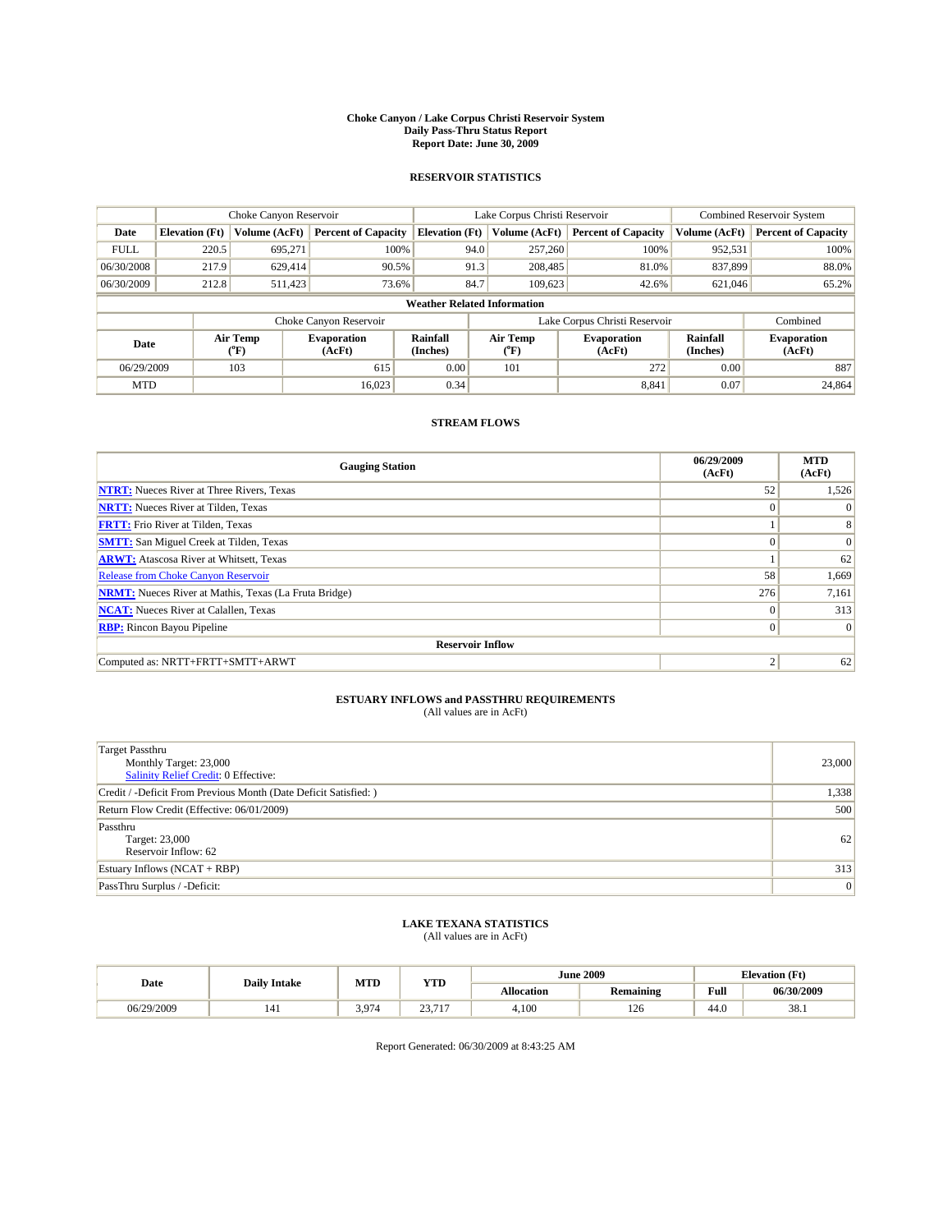**Choke Canyon / Lake Corpus Christi Reservoir System**
**Daily Pass-Thru Status Report**
**Report Date: June 30, 2009**

## RESERVOIR STATISTICS

| | Choke Canyon Reservoir | | | Lake Corpus Christi Reservoir | | | Combined Reservoir System | |
|---|---|---|---|---|---|---|---|---|
| Date | Elevation (Ft) | Volume (AcFt) | Percent of Capacity | Elevation (Ft) | Volume (AcFt) | Percent of Capacity | Volume (AcFt) | Percent of Capacity |
| FULL | 220.5 | 695,271 | 100% | 94.0 | 257,260 | 100% | 952,531 | 100% |
| 06/30/2008 | 217.9 | 629,414 | 90.5% | 91.3 | 208,485 | 81.0% | 837,899 | 88.0% |
| 06/30/2009 | 212.8 | 511,423 | 73.6% | 84.7 | 109,623 | 42.6% | 621,046 | 65.2% |

**Weather Related Information**

| | Choke Canyon Reservoir | | | Lake Corpus Christi Reservoir | | | Combined |
|---|---|---|---|---|---|---|---|
| Date | Air Temp (°F) | Evaporation (AcFt) | Rainfall (Inches) | Air Temp (°F) | Evaporation (AcFt) | Rainfall (Inches) | Evaporation (AcFt) |
| 06/29/2009 | 103 | 615 | 0.00 | 101 | 272 | 0.00 | 887 |
| MTD | | 16,023 | 0.34 | | 8,841 | 0.07 | 24,864 |

## STREAM FLOWS

| Gauging Station | 06/29/2009 (AcFt) | MTD (AcFt) |
|---|---|---|
| **NTRT:** Nueces River at Three Rivers, Texas | 52 | 1,526 |
| **NRTT:** Nueces River at Tilden, Texas | 0 | 0 |
| **FRTT:** Frio River at Tilden, Texas | 1 | 8 |
| **SMTT:** San Miguel Creek at Tilden, Texas | 0 | 0 |
| **ARWT:** Atascosa River at Whitsett, Texas | 1 | 62 |
| Release from Choke Canyon Reservoir | 58 | 1,669 |
| **NRMT:** Nueces River at Mathis, Texas (La Fruta Bridge) | 276 | 7,161 |
| **NCAT:** Nueces River at Calallen, Texas | 0 | 313 |
| **RBP:** Rincon Bayou Pipeline | 0 | 0 |
| **Reservoir Inflow** | | |
| Computed as: NRTT+FRTT+SMTT+ARWT | 2 | 62 |

## ESTUARY INFLOWS and PASSTHRU REQUIREMENTS
(All values are in AcFt)

| | |
|---|---|
| Target Passthru<br>Monthly Target: 23,000<br>Salinity Relief Credit: 0 Effective: | 23,000 |
| Credit / -Deficit From Previous Month (Date Deficit Satisfied: ) | 1,338 |
| Return Flow Credit (Effective: 06/01/2009) | 500 |
| Passthru<br>Target: 23,000<br>Reservoir Inflow: 62 | 62 |
| Estuary Inflows (NCAT + RBP) | 313 |
| PassThru Surplus / -Deficit: | 0 |

## LAKE TEXANA STATISTICS
(All values are in AcFt)

| Date | Daily Intake | MTD | YTD | June 2009 | | Elevation (Ft) | |
|---|---|---|---|---|---|---|---|
| | | | | Allocation | Remaining | Full | 06/30/2009 |
| 06/29/2009 | 141 | 3,974 | 23,717 | 4,100 | 126 | 44.0 | 38.1 |

Report Generated: 06/30/2009 at 8:43:25 AM